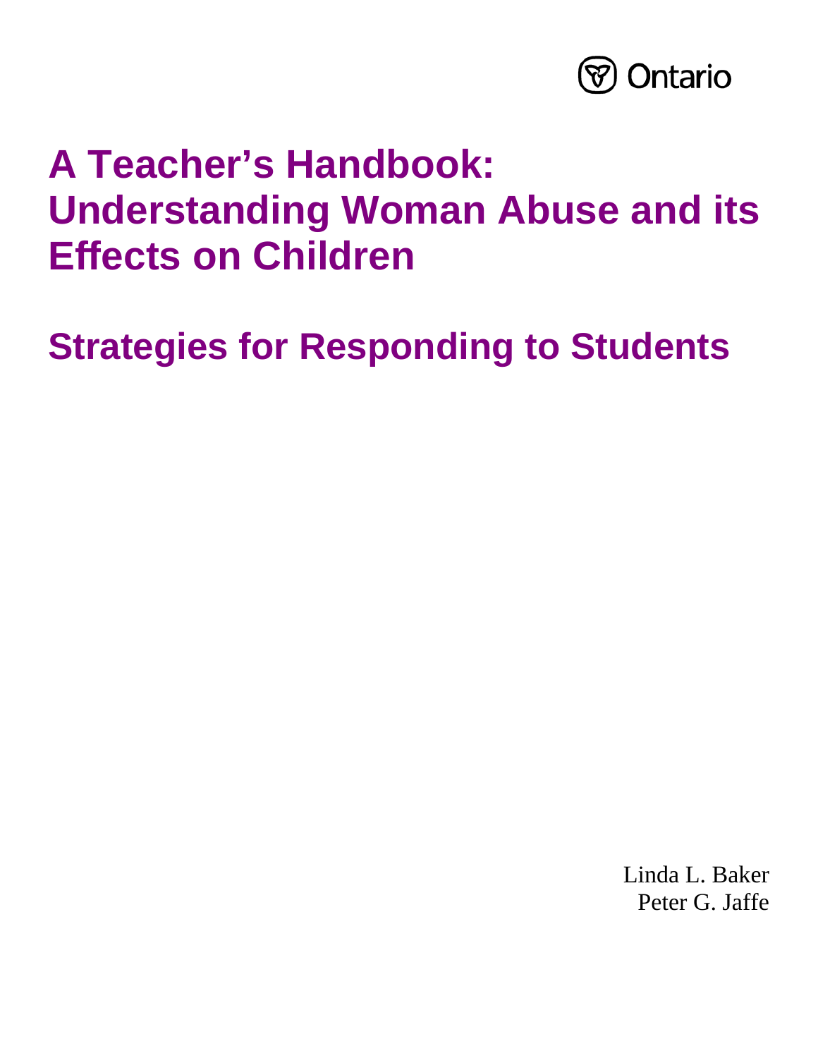Ontario

# A Teacher's Handbook: Understanding Woman Abuse and its Effects on Children

## Strategies for Responding to Students

Linda L. Baker
Peter G. Jaffe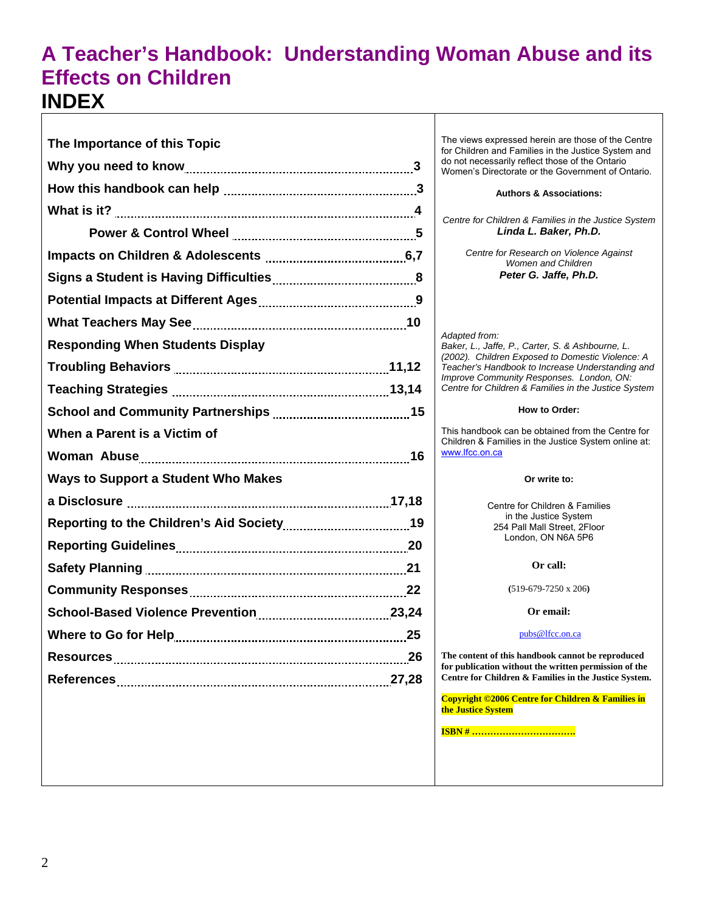# A Teacher's Handbook: Understanding Woman Abuse and its Effects on Children

## INDEX

**The Importance of this Topic**

| | |
|---|---|
| **Why you need to know** | **3** |
| **How this handbook can help** | **3** |
| **What is it?** | **4** |
| **Power & Control Wheel** | **5** |
| **Impacts on Children & Adolescents** | **6,7** |
| **Signs a Student is Having Difficulties** | **8** |
| **Potential Impacts at Different Ages** | **9** |
| **What Teachers May See** | **10** |
| **Responding When Students Display Troubling Behaviors** | **11,12** |
| **Teaching Strategies** | **13,14** |
| **School and Community Partnerships** | **15** |
| **When a Parent is a Victim of Woman Abuse** | **16** |
| **Ways to Support a Student Who Makes a Disclosure** | **17,18** |
| **Reporting to the Children's Aid Society** | **19** |
| **Reporting Guidelines** | **20** |
| **Safety Planning** | **21** |
| **Community Responses** | **22** |
| **School-Based Violence Prevention** | **23,24** |
| **Where to Go for Help** | **25** |
| **Resources** | **26** |
| **References** | **27,28** |

The views expressed herein are those of the Centre for Children and Families in the Justice System and do not necessarily reflect those of the Ontario Women's Directorate or the Government of Ontario.

**Authors & Associations:**

*Centre for Children & Families in the Justice System*
***Linda L. Baker, Ph.D.***

*Centre for Research on Violence Against Women and Children*
***Peter G. Jaffe, Ph.D.***

*Adapted from:*
*Baker, L., Jaffe, P., Carter, S. & Ashbourne, L. (2002). Children Exposed to Domestic Violence: A Teacher's Handbook to Increase Understanding and Improve Community Responses. London, ON: Centre for Children & Families in the Justice System*

**How to Order:**

This handbook can be obtained from the Centre for Children & Families in the Justice System online at: www.lfcc.on.ca

**Or write to:**

Centre for Children & Families
in the Justice System
254 Pall Mall Street, 2Floor
London, ON N6A 5P6

**Or call:**

**(**519-679-7250 x 206**)**

**Or email:**

pubs@lfcc.on.ca

**The content of this handbook cannot be reproduced for publication without the written permission of the Centre for Children & Families in the Justice System.**

**Copyright ©2006 Centre for Children & Families in the Justice System**

**ISBN # …………………………….**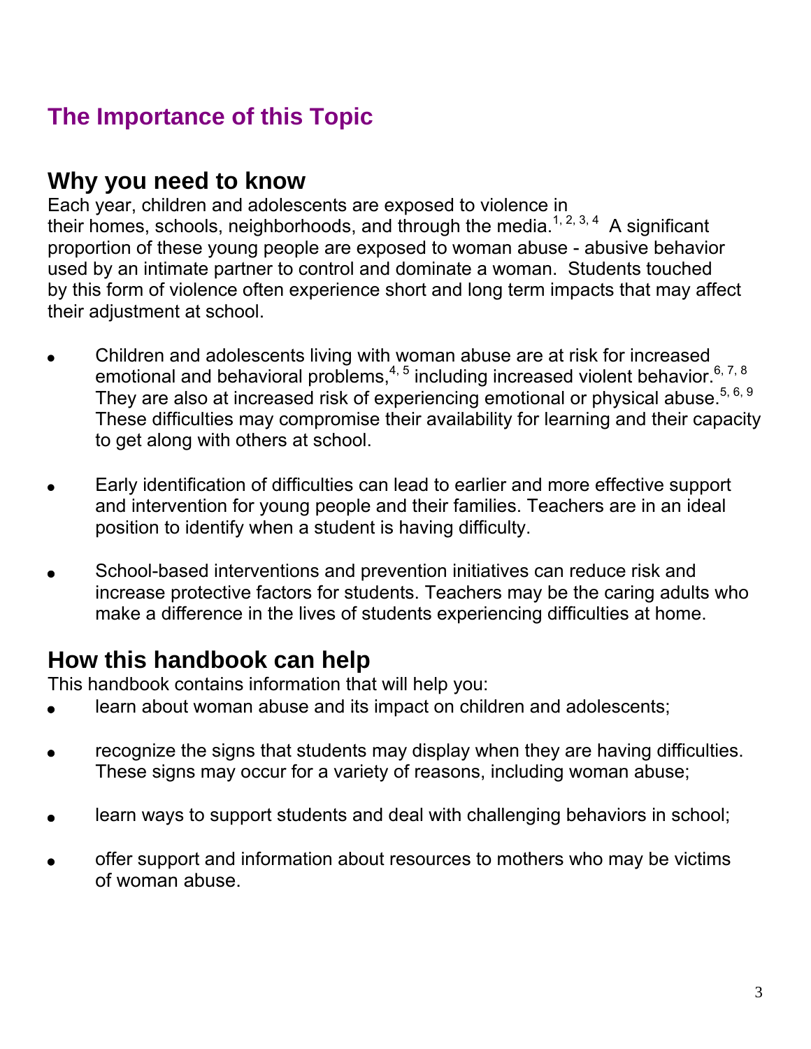# The Importance of this Topic

## Why you need to know

Each year, children and adolescents are exposed to violence in their homes, schools, neighborhoods, and through the media.[1, 2, 3, 4] A significant proportion of these young people are exposed to woman abuse - abusive behavior used by an intimate partner to control and dominate a woman. Students touched by this form of violence often experience short and long term impacts that may affect their adjustment at school.

- Children and adolescents living with woman abuse are at risk for increased emotional and behavioral problems,[4, 5] including increased violent behavior.[6, 7, 8] They are also at increased risk of experiencing emotional or physical abuse.[5, 6, 9] These difficulties may compromise their availability for learning and their capacity to get along with others at school.

- Early identification of difficulties can lead to earlier and more effective support and intervention for young people and their families. Teachers are in an ideal position to identify when a student is having difficulty.

- School-based interventions and prevention initiatives can reduce risk and increase protective factors for students. Teachers may be the caring adults who make a difference in the lives of students experiencing difficulties at home.

## How this handbook can help

This handbook contains information that will help you:

- learn about woman abuse and its impact on children and adolescents;

- recognize the signs that students may display when they are having difficulties. These signs may occur for a variety of reasons, including woman abuse;

- learn ways to support students and deal with challenging behaviors in school;

- offer support and information about resources to mothers who may be victims of woman abuse.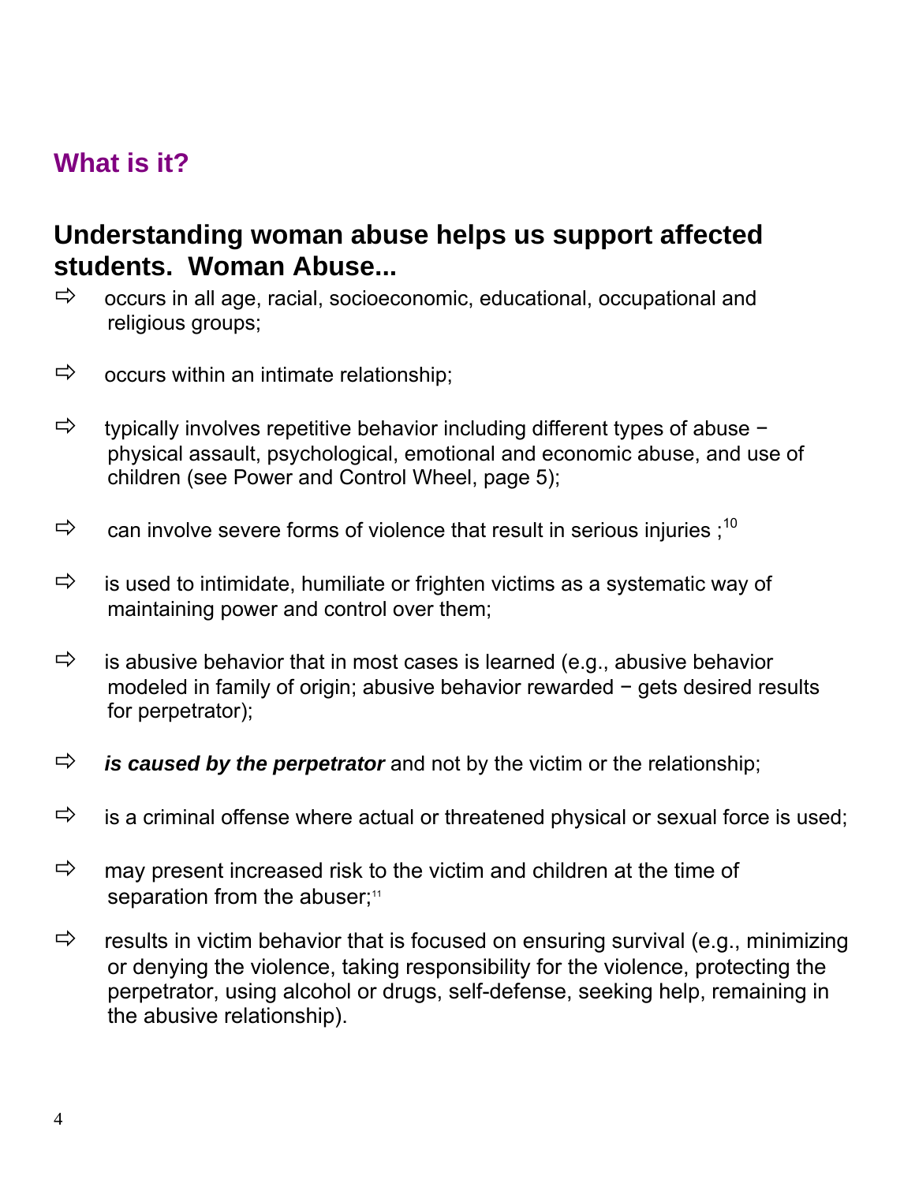## What is it?

### Understanding woman abuse helps us support affected students. Woman Abuse...

- occurs in all age, racial, socioeconomic, educational, occupational and religious groups;
- occurs within an intimate relationship;
- typically involves repetitive behavior including different types of abuse − physical assault, psychological, emotional and economic abuse, and use of children (see Power and Control Wheel, page 5);
- can involve severe forms of violence that result in serious injuries ;[10]
- is used to intimidate, humiliate or frighten victims as a systematic way of maintaining power and control over them;
- is abusive behavior that in most cases is learned (e.g., abusive behavior modeled in family of origin; abusive behavior rewarded − gets desired results for perpetrator);
- ***is caused by the perpetrator*** and not by the victim or the relationship;
- is a criminal offense where actual or threatened physical or sexual force is used;
- may present increased risk to the victim and children at the time of separation from the abuser;[11]
- results in victim behavior that is focused on ensuring survival (e.g., minimizing or denying the violence, taking responsibility for the violence, protecting the perpetrator, using alcohol or drugs, self-defense, seeking help, remaining in the abusive relationship).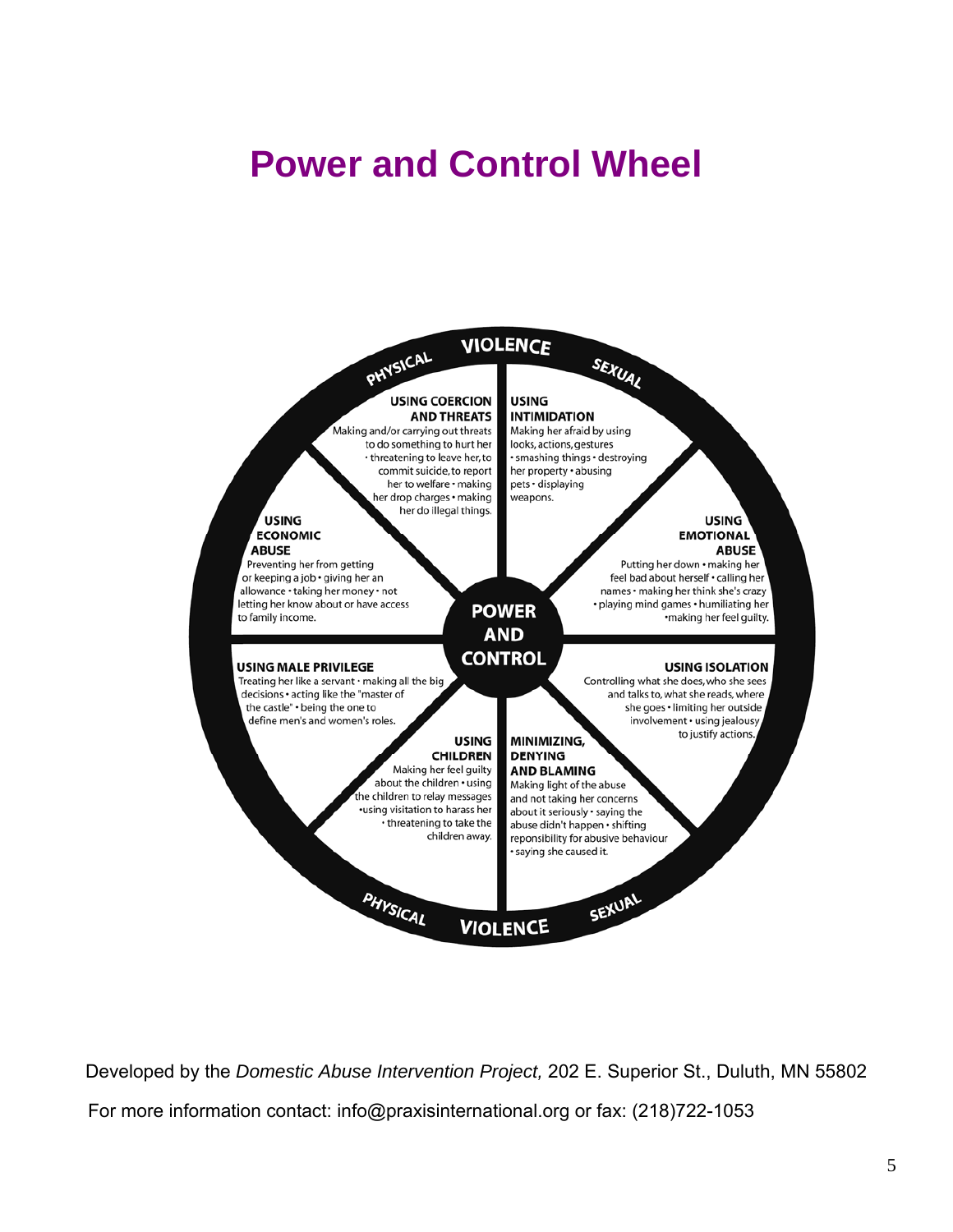# Power and Control Wheel

PHYSICAL VIOLENCE SEXUAL

**USING COERCION AND THREATS**
Making and/or carrying out threats to do something to hurt her • threatening to leave her, to commit suicide, to report her to welfare • making her drop charges • making her do illegal things.

**USING INTIMIDATION**
Making her afraid by using looks, actions, gestures • smashing things • destroying her property • abusing pets • displaying weapons.

**USING EMOTIONAL ABUSE**
Putting her down • making her feel bad about herself • calling her names • making her think she's crazy • playing mind games • humiliating her • making her feel guilty.

**USING ISOLATION**
Controlling what she does, who she sees and talks to, what she reads, where she goes • limiting her outside involvement • using jealousy to justify actions.

**MINIMIZING, DENYING AND BLAMING**
Making light of the abuse and not taking her concerns about it seriously • saying the abuse didn't happen • shifting reponsibility for abusive behaviour • saying she caused it.

**USING CHILDREN**
Making her feel guilty about the children • using the children to relay messages • using visitation to harass her • threatening to take the children away.

**USING MALE PRIVILEGE**
Treating her like a servant • making all the big decisions • acting like the "master of the castle" • being the one to define men's and women's roles.

**USING ECONOMIC ABUSE**
Preventing her from getting or keeping a job • giving her an allowance • taking her money • not letting her know about or have access to family income.

**POWER AND CONTROL**

PHYSICAL VIOLENCE SEXUAL

Developed by the *Domestic Abuse Intervention Project,* 202 E. Superior St., Duluth, MN 55802

For more information contact: info@praxisinternational.org or fax: (218)722-1053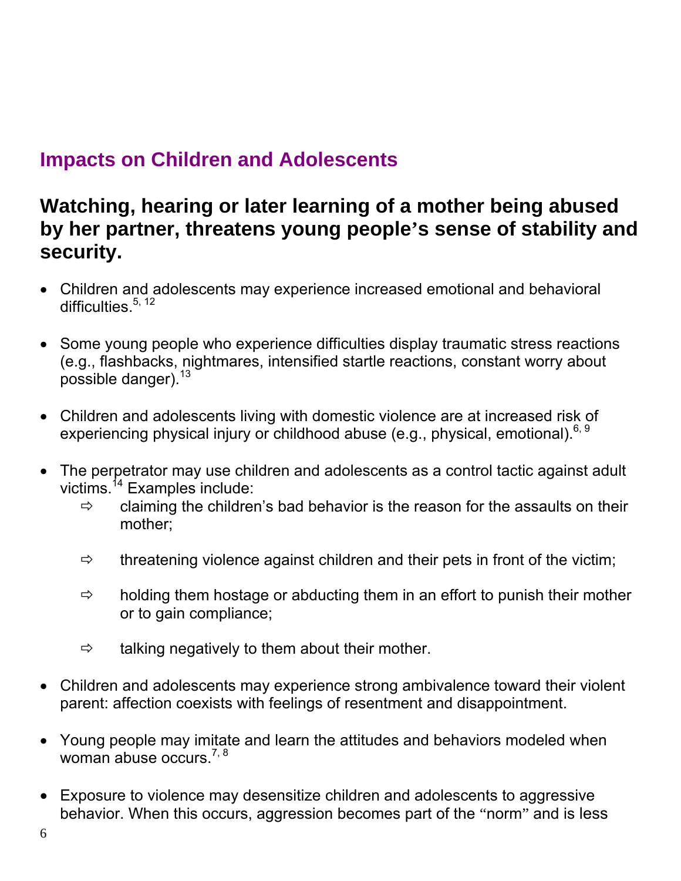## Impacts on Children and Adolescents

### Watching, hearing or later learning of a mother being abused by her partner, threatens young people's sense of stability and security.

- Children and adolescents may experience increased emotional and behavioral difficulties.[5, 12]

- Some young people who experience difficulties display traumatic stress reactions (e.g., flashbacks, nightmares, intensified startle reactions, constant worry about possible danger).[13]

- Children and adolescents living with domestic violence are at increased risk of experiencing physical injury or childhood abuse (e.g., physical, emotional).[6, 9]

- The perpetrator may use children and adolescents as a control tactic against adult victims.[14] Examples include:
  - ⇨ claiming the children's bad behavior is the reason for the assaults on their mother;
  - ⇨ threatening violence against children and their pets in front of the victim;
  - ⇨ holding them hostage or abducting them in an effort to punish their mother or to gain compliance;
  - ⇨ talking negatively to them about their mother.

- Children and adolescents may experience strong ambivalence toward their violent parent: affection coexists with feelings of resentment and disappointment.

- Young people may imitate and learn the attitudes and behaviors modeled when woman abuse occurs.[7, 8]

- Exposure to violence may desensitize children and adolescents to aggressive behavior. When this occurs, aggression becomes part of the "norm" and is less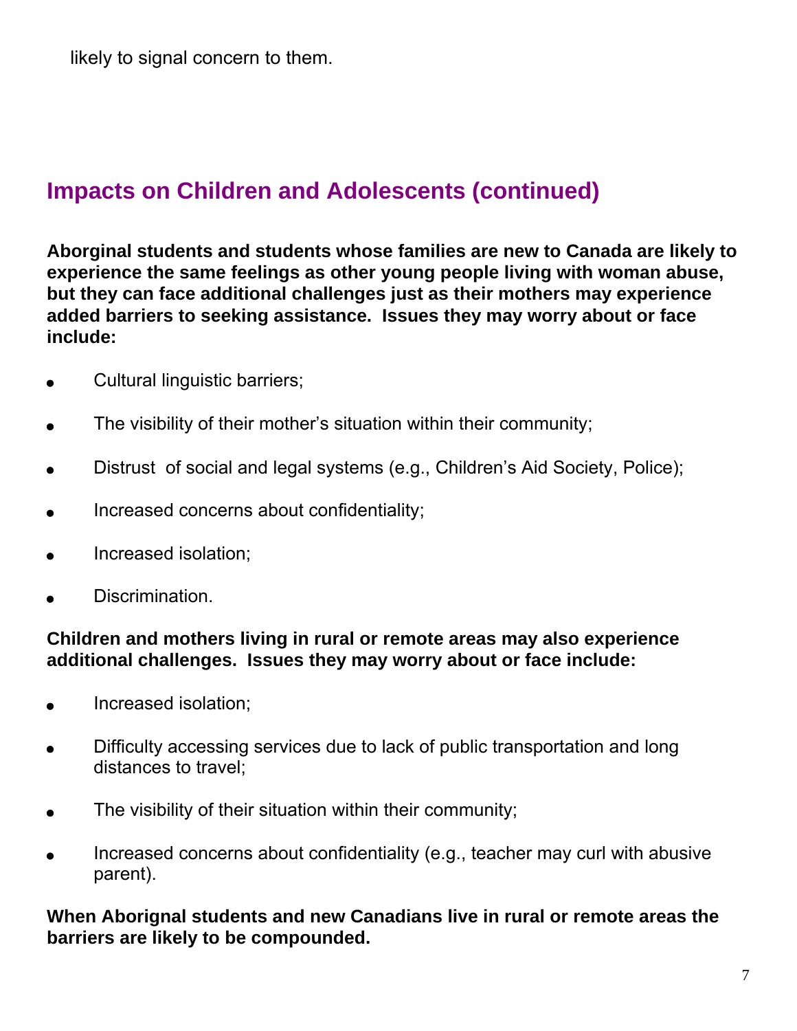likely to signal concern to them.

## Impacts on Children and Adolescents (continued)

**Aborginal students and students whose families are new to Canada are likely to experience the same feelings as other young people living with woman abuse, but they can face additional challenges just as their mothers may experience added barriers to seeking assistance. Issues they may worry about or face include:**

- Cultural linguistic barriers;
- The visibility of their mother's situation within their community;
- Distrust of social and legal systems (e.g., Children's Aid Society, Police);
- Increased concerns about confidentiality;
- Increased isolation;
- Discrimination.

**Children and mothers living in rural or remote areas may also experience additional challenges. Issues they may worry about or face include:**

- Increased isolation;
- Difficulty accessing services due to lack of public transportation and long distances to travel;
- The visibility of their situation within their community;
- Increased concerns about confidentiality (e.g., teacher may curl with abusive parent).

**When Aborignal students and new Canadians live in rural or remote areas the barriers are likely to be compounded.**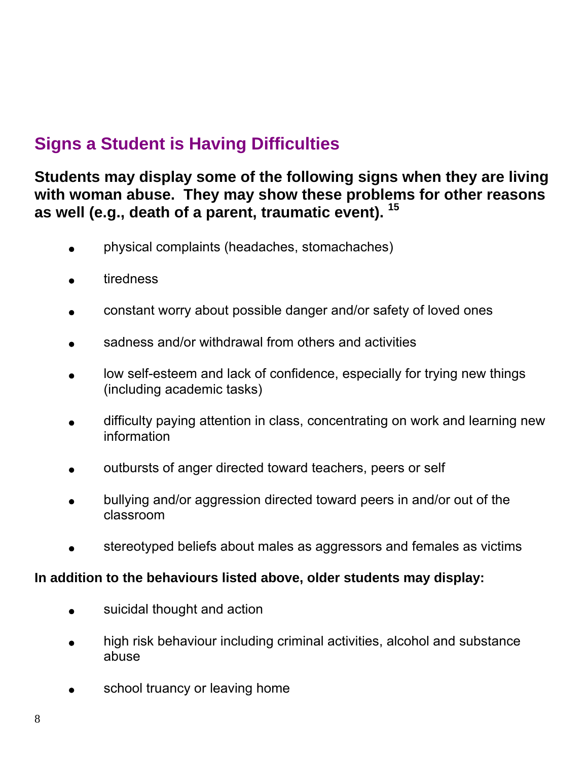## Signs a Student is Having Difficulties

**Students may display some of the following signs when they are living with woman abuse. They may show these problems for other reasons as well (e.g., death of a parent, traumatic event).** [15]

- physical complaints (headaches, stomachaches)
- tiredness
- constant worry about possible danger and/or safety of loved ones
- sadness and/or withdrawal from others and activities
- low self-esteem and lack of confidence, especially for trying new things (including academic tasks)
- difficulty paying attention in class, concentrating on work and learning new information
- outbursts of anger directed toward teachers, peers or self
- bullying and/or aggression directed toward peers in and/or out of the classroom
- stereotyped beliefs about males as aggressors and females as victims

**In addition to the behaviours listed above, older students may display:**

- suicidal thought and action
- high risk behaviour including criminal activities, alcohol and substance abuse
- school truancy or leaving home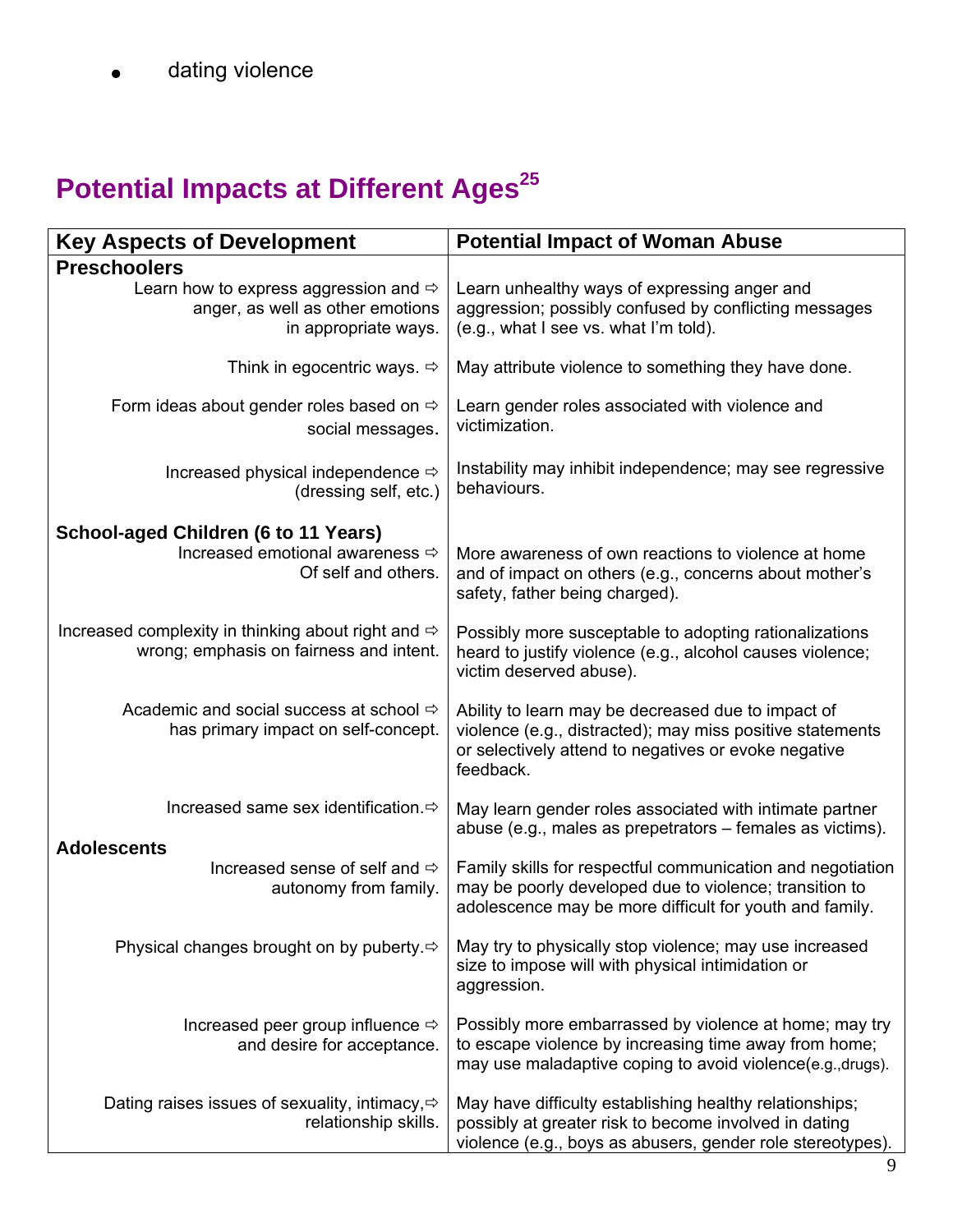- dating violence

## Potential Impacts at Different Ages[25]

| Key Aspects of Development | Potential Impact of Woman Abuse |
|---|---|
| **Preschoolers** | |
| Learn how to express aggression and anger, as well as other emotions in appropriate ways. ⇨ | Learn unhealthy ways of expressing anger and aggression; possibly confused by conflicting messages (e.g., what I see vs. what I'm told). |
| Think in egocentric ways. ⇨ | May attribute violence to something they have done. |
| Form ideas about gender roles based on social messages. ⇨ | Learn gender roles associated with violence and victimization. |
| Increased physical independence (dressing self, etc.) ⇨ | Instability may inhibit independence; may see regressive behaviours. |
| **School-aged Children (6 to 11 Years)** | |
| Increased emotional awareness Of self and others. ⇨ | More awareness of own reactions to violence at home and of impact on others (e.g., concerns about mother's safety, father being charged). |
| Increased complexity in thinking about right and wrong; emphasis on fairness and intent. ⇨ | Possibly more susceptable to adopting rationalizations heard to justify violence (e.g., alcohol causes violence; victim deserved abuse). |
| Academic and social success at school has primary impact on self-concept. ⇨ | Ability to learn may be decreased due to impact of violence (e.g., distracted); may miss positive statements or selectively attend to negatives or evoke negative feedback. |
| Increased same sex identification. ⇨ | May learn gender roles associated with intimate partner abuse (e.g., males as prepetrators – females as victims). |
| **Adolescents** | |
| Increased sense of self and autonomy from family. ⇨ | Family skills for respectful communication and negotiation may be poorly developed due to violence; transition to adolescence may be more difficult for youth and family. |
| Physical changes brought on by puberty. ⇨ | May try to physically stop violence; may use increased size to impose will with physical intimidation or aggression. |
| Increased peer group influence and desire for acceptance. ⇨ | Possibly more embarrassed by violence at home; may try to escape violence by increasing time away from home; may use maladaptive coping to avoid violence(e.g.,drugs). |
| Dating raises issues of sexuality, intimacy, relationship skills. ⇨ | May have difficulty establishing healthy relationships; possibly at greater risk to become involved in dating violence (e.g., boys as abusers, gender role stereotypes). |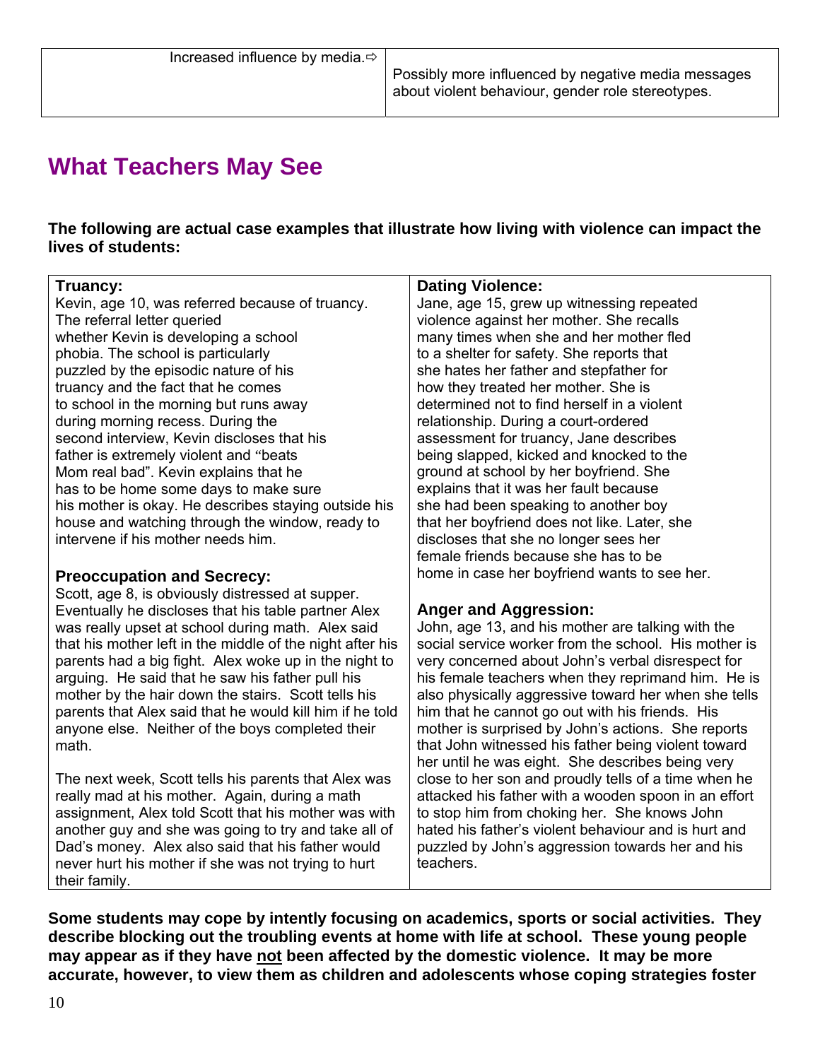| Increased influence by media.⇨ | Possibly more influenced by negative media messages about violent behaviour, gender role stereotypes. |
|---|---|

## What Teachers May See

**The following are actual case examples that illustrate how living with violence can impact the lives of students:**

**Truancy:**
Kevin, age 10, was referred because of truancy. The referral letter queried whether Kevin is developing a school phobia. The school is particularly puzzled by the episodic nature of his truancy and the fact that he comes to school in the morning but runs away during morning recess. During the second interview, Kevin discloses that his father is extremely violent and "beats Mom real bad". Kevin explains that he has to be home some days to make sure his mother is okay. He describes staying outside his house and watching through the window, ready to intervene if his mother needs him.

**Preoccupation and Secrecy:**
Scott, age 8, is obviously distressed at supper. Eventually he discloses that his table partner Alex was really upset at school during math. Alex said that his mother left in the middle of the night after his parents had a big fight. Alex woke up in the night to arguing. He said that he saw his father pull his mother by the hair down the stairs. Scott tells his parents that Alex said that he would kill him if he told anyone else. Neither of the boys completed their math.

The next week, Scott tells his parents that Alex was really mad at his mother. Again, during a math assignment, Alex told Scott that his mother was with another guy and she was going to try and take all of Dad's money. Alex also said that his father would never hurt his mother if she was not trying to hurt their family.

**Dating Violence:**
Jane, age 15, grew up witnessing repeated violence against her mother. She recalls many times when she and her mother fled to a shelter for safety. She reports that she hates her father and stepfather for how they treated her mother. She is determined not to find herself in a violent relationship. During a court-ordered assessment for truancy, Jane describes being slapped, kicked and knocked to the ground at school by her boyfriend. She explains that it was her fault because she had been speaking to another boy that her boyfriend does not like. Later, she discloses that she no longer sees her female friends because she has to be home in case her boyfriend wants to see her.

**Anger and Aggression:**
John, age 13, and his mother are talking with the social service worker from the school. His mother is very concerned about John's verbal disrespect for his female teachers when they reprimand him. He is also physically aggressive toward her when she tells him that he cannot go out with his friends. His mother is surprised by John's actions. She reports that John witnessed his father being violent toward her until he was eight. She describes being very close to her son and proudly tells of a time when he attacked his father with a wooden spoon in an effort to stop him from choking her. She knows John hated his father's violent behaviour and is hurt and puzzled by John's aggression towards her and his teachers.

**Some students may cope by intently focusing on academics, sports or social activities. They describe blocking out the troubling events at home with life at school. These young people may appear as if they have <u>not</u> been affected by the domestic violence. It may be more accurate, however, to view them as children and adolescents whose coping strategies foster**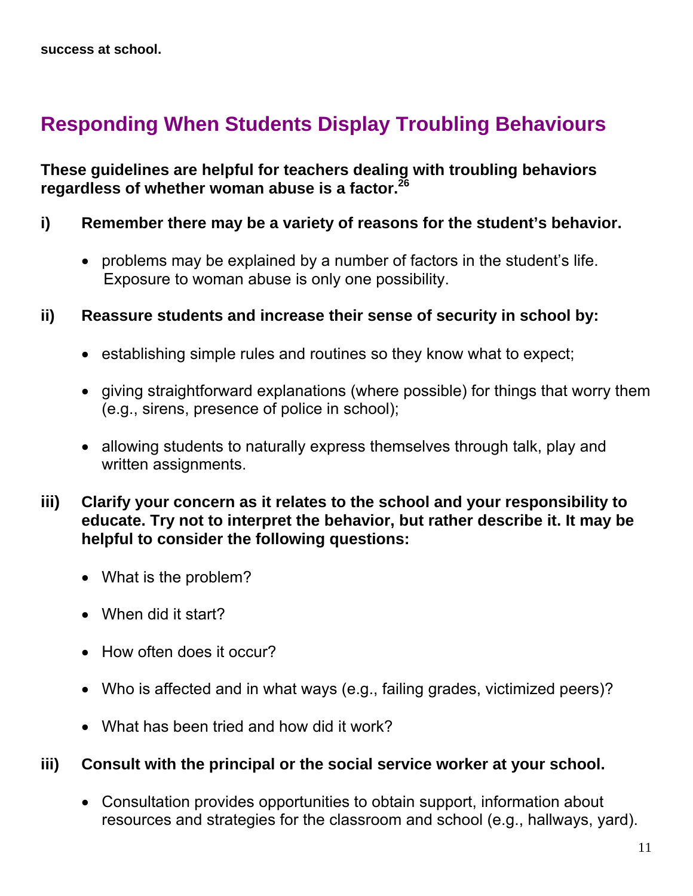**success at school.**

## Responding When Students Display Troubling Behaviours

**These guidelines are helpful for teachers dealing with troubling behaviors regardless of whether woman abuse is a factor.**[26]

**i) Remember there may be a variety of reasons for the student's behavior.**

- problems may be explained by a number of factors in the student's life. Exposure to woman abuse is only one possibility.

**ii) Reassure students and increase their sense of security in school by:**

- establishing simple rules and routines so they know what to expect;
- giving straightforward explanations (where possible) for things that worry them (e.g., sirens, presence of police in school);
- allowing students to naturally express themselves through talk, play and written assignments.

**iii) Clarify your concern as it relates to the school and your responsibility to educate. Try not to interpret the behavior, but rather describe it. It may be helpful to consider the following questions:**

- What is the problem?
- When did it start?
- How often does it occur?
- Who is affected and in what ways (e.g., failing grades, victimized peers)?
- What has been tried and how did it work?

**iii) Consult with the principal or the social service worker at your school.**

- Consultation provides opportunities to obtain support, information about resources and strategies for the classroom and school (e.g., hallways, yard).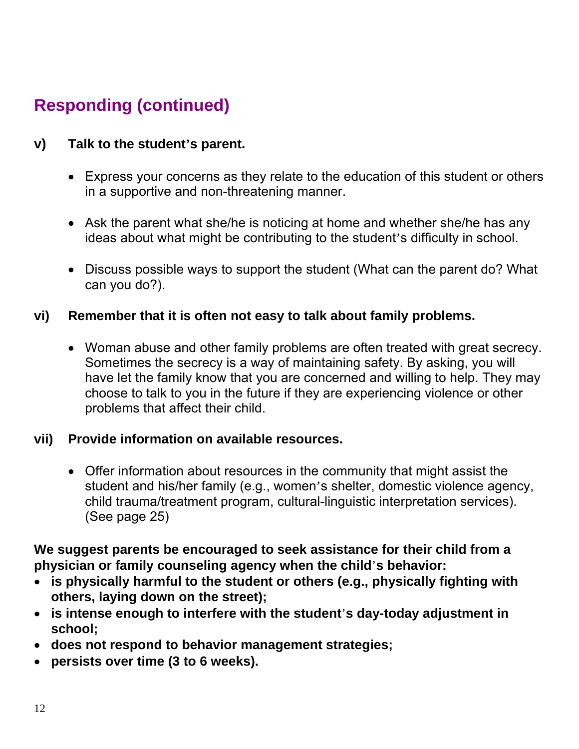## Responding (continued)

**v) Talk to the student's parent.**

- Express your concerns as they relate to the education of this student or others in a supportive and non-threatening manner.
- Ask the parent what she/he is noticing at home and whether she/he has any ideas about what might be contributing to the student's difficulty in school.
- Discuss possible ways to support the student (What can the parent do? What can you do?).

**vi) Remember that it is often not easy to talk about family problems.**

- Woman abuse and other family problems are often treated with great secrecy. Sometimes the secrecy is a way of maintaining safety. By asking, you will have let the family know that you are concerned and willing to help. They may choose to talk to you in the future if they are experiencing violence or other problems that affect their child.

**vii) Provide information on available resources.**

- Offer information about resources in the community that might assist the student and his/her family (e.g., women's shelter, domestic violence agency, child trauma/treatment program, cultural-linguistic interpretation services). (See page 25)

**We suggest parents be encouraged to seek assistance for their child from a physician or family counseling agency when the child's behavior:**

- **is physically harmful to the student or others (e.g., physically fighting with others, laying down on the street);**
- **is intense enough to interfere with the student's day-today adjustment in school;**
- **does not respond to behavior management strategies;**
- **persists over time (3 to 6 weeks).**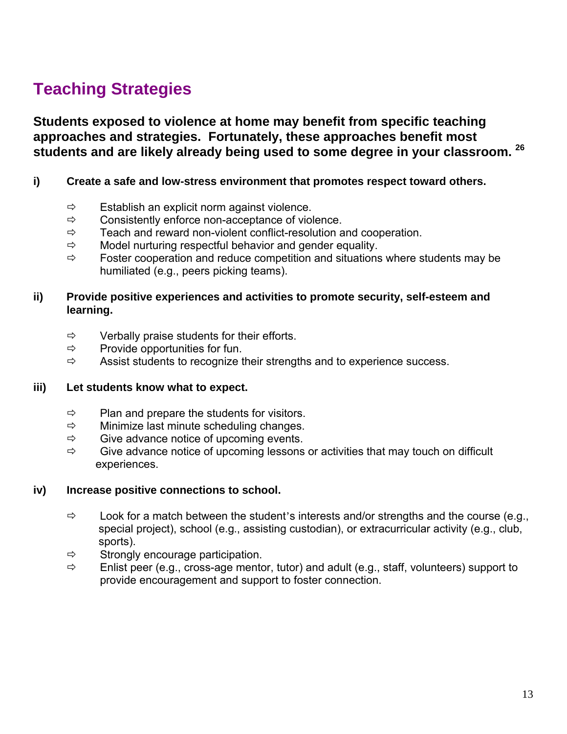## Teaching Strategies

**Students exposed to violence at home may benefit from specific teaching approaches and strategies. Fortunately, these approaches benefit most students and are likely already being used to some degree in your classroom.** [26]

**i) Create a safe and low-stress environment that promotes respect toward others.**

- ⇨ Establish an explicit norm against violence.
- ⇨ Consistently enforce non-acceptance of violence.
- ⇨ Teach and reward non-violent conflict-resolution and cooperation.
- ⇨ Model nurturing respectful behavior and gender equality.
- ⇨ Foster cooperation and reduce competition and situations where students may be humiliated (e.g., peers picking teams).

**ii) Provide positive experiences and activities to promote security, self-esteem and learning.**

- ⇨ Verbally praise students for their efforts.
- ⇨ Provide opportunities for fun.
- ⇨ Assist students to recognize their strengths and to experience success.

**iii) Let students know what to expect.**

- ⇨ Plan and prepare the students for visitors.
- ⇨ Minimize last minute scheduling changes.
- ⇨ Give advance notice of upcoming events.
- ⇨ Give advance notice of upcoming lessons or activities that may touch on difficult experiences.

**iv) Increase positive connections to school.**

- ⇨ Look for a match between the student's interests and/or strengths and the course (e.g., special project), school (e.g., assisting custodian), or extracurricular activity (e.g., club, sports).
- ⇨ Strongly encourage participation.
- ⇨ Enlist peer (e.g., cross-age mentor, tutor) and adult (e.g., staff, volunteers) support to provide encouragement and support to foster connection.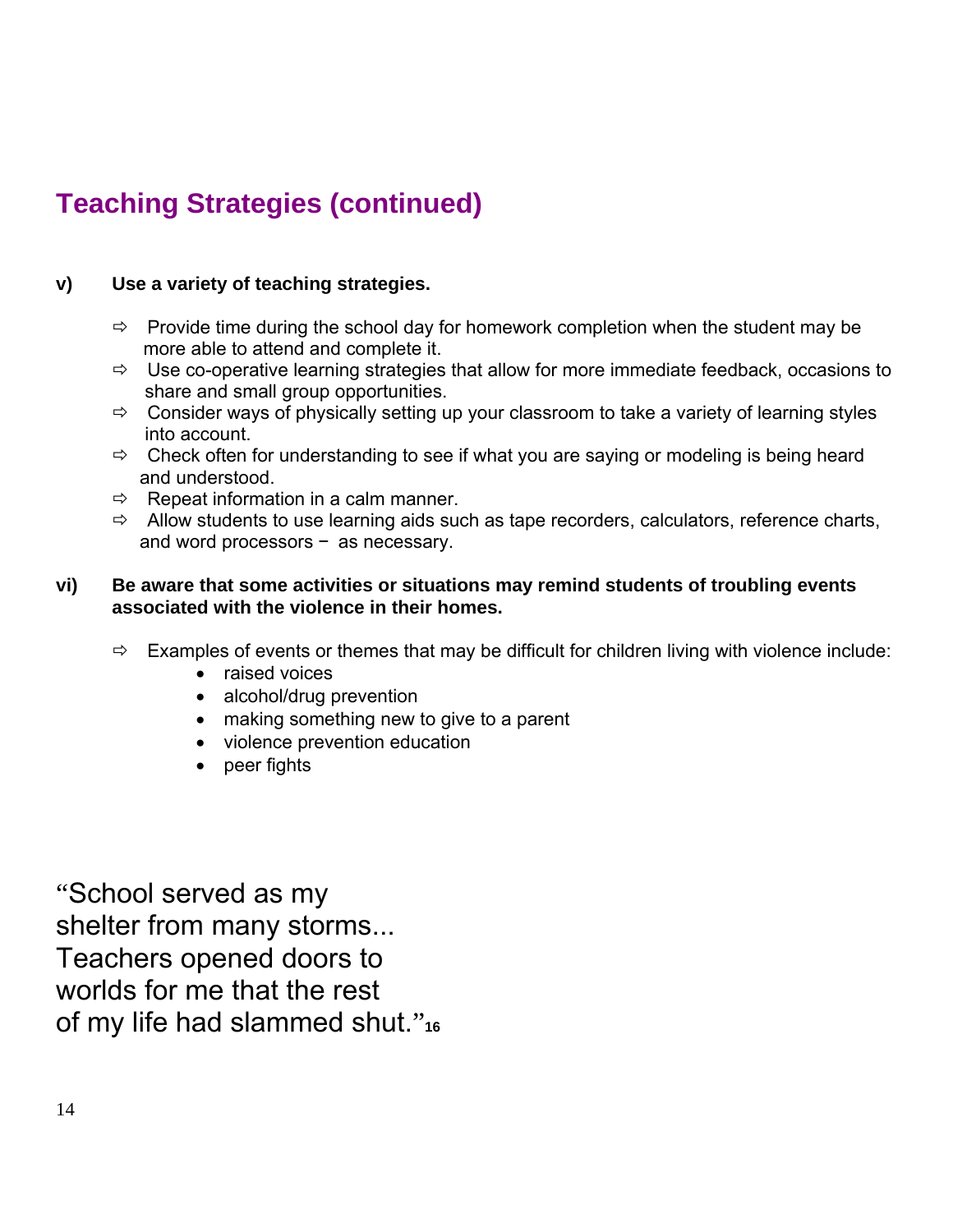## Teaching Strategies (continued)

**v) Use a variety of teaching strategies.**

- ⇨ Provide time during the school day for homework completion when the student may be more able to attend and complete it.
- ⇨ Use co-operative learning strategies that allow for more immediate feedback, occasions to share and small group opportunities.
- ⇨ Consider ways of physically setting up your classroom to take a variety of learning styles into account.
- ⇨ Check often for understanding to see if what you are saying or modeling is being heard and understood.
- ⇨ Repeat information in a calm manner.
- ⇨ Allow students to use learning aids such as tape recorders, calculators, reference charts, and word processors − as necessary.

**vi) Be aware that some activities or situations may remind students of troubling events associated with the violence in their homes.**

- ⇨ Examples of events or themes that may be difficult for children living with violence include:
  - raised voices
  - alcohol/drug prevention
  - making something new to give to a parent
  - violence prevention education
  - peer fights

"School served as my shelter from many storms... Teachers opened doors to worlds for me that the rest of my life had slammed shut."[16]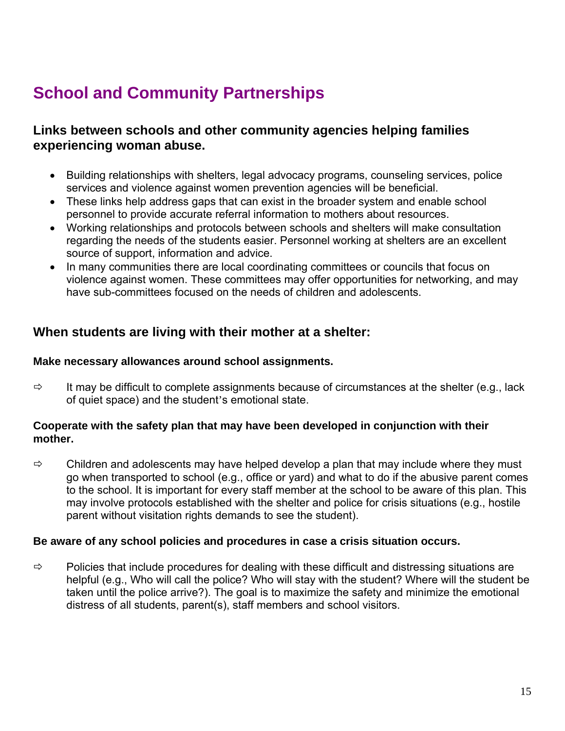# School and Community Partnerships

## Links between schools and other community agencies helping families experiencing woman abuse.

- Building relationships with shelters, legal advocacy programs, counseling services, police services and violence against women prevention agencies will be beneficial.
- These links help address gaps that can exist in the broader system and enable school personnel to provide accurate referral information to mothers about resources.
- Working relationships and protocols between schools and shelters will make consultation regarding the needs of the students easier. Personnel working at shelters are an excellent source of support, information and advice.
- In many communities there are local coordinating committees or councils that focus on violence against women. These committees may offer opportunities for networking, and may have sub-committees focused on the needs of children and adolescents.

## When students are living with their mother at a shelter:

**Make necessary allowances around school assignments.**

⇨ It may be difficult to complete assignments because of circumstances at the shelter (e.g., lack of quiet space) and the student's emotional state.

**Cooperate with the safety plan that may have been developed in conjunction with their mother.**

⇨ Children and adolescents may have helped develop a plan that may include where they must go when transported to school (e.g., office or yard) and what to do if the abusive parent comes to the school. It is important for every staff member at the school to be aware of this plan. This may involve protocols established with the shelter and police for crisis situations (e.g., hostile parent without visitation rights demands to see the student).

**Be aware of any school policies and procedures in case a crisis situation occurs.**

⇨ Policies that include procedures for dealing with these difficult and distressing situations are helpful (e.g., Who will call the police? Who will stay with the student? Where will the student be taken until the police arrive?). The goal is to maximize the safety and minimize the emotional distress of all students, parent(s), staff members and school visitors.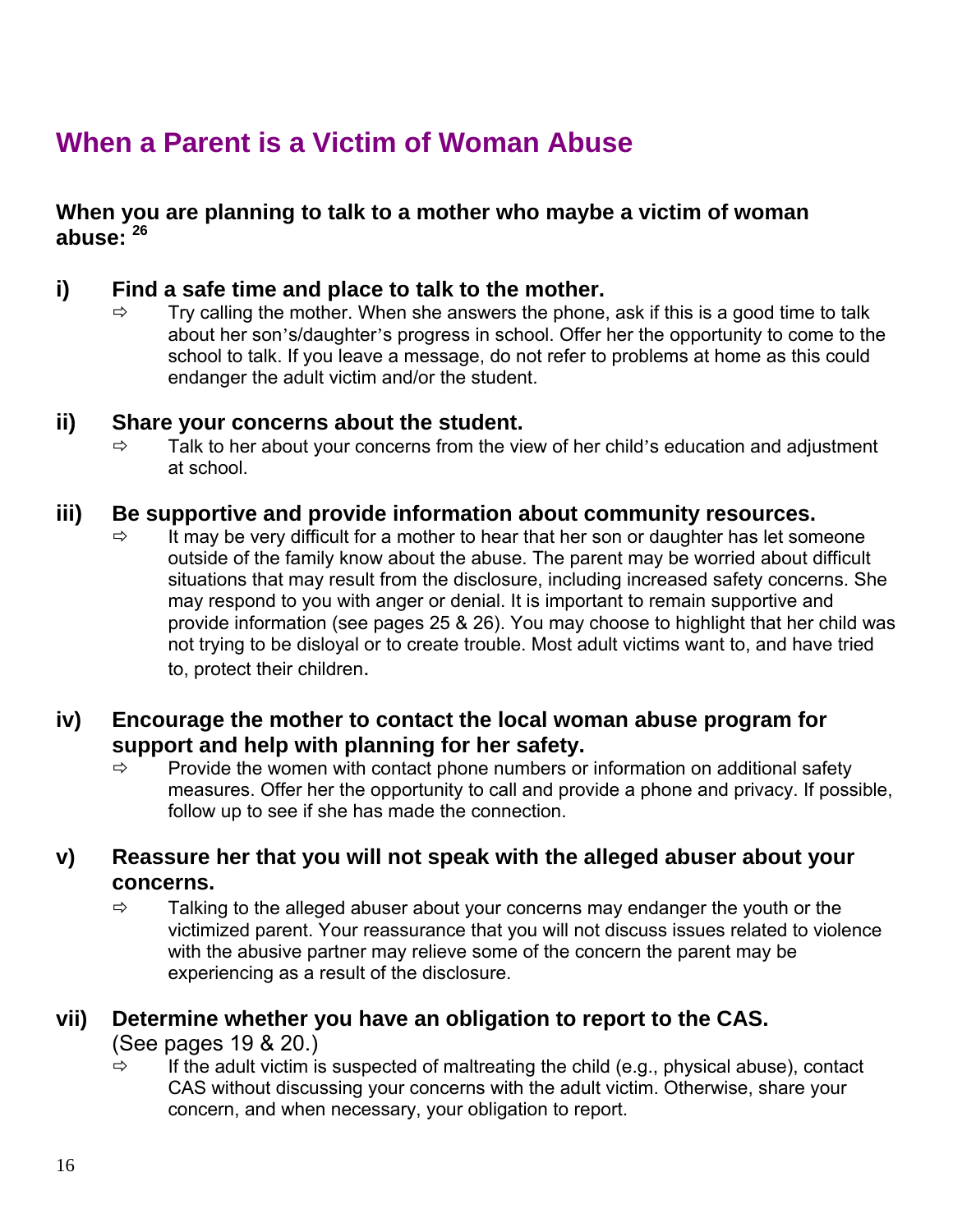# When a Parent is a Victim of Woman Abuse

**When you are planning to talk to a mother who maybe a victim of woman abuse:** [26]

**i) Find a safe time and place to talk to the mother.**

- ⇨ Try calling the mother. When she answers the phone, ask if this is a good time to talk about her son's/daughter's progress in school. Offer her the opportunity to come to the school to talk. If you leave a message, do not refer to problems at home as this could endanger the adult victim and/or the student.

**ii) Share your concerns about the student.**

- ⇨ Talk to her about your concerns from the view of her child's education and adjustment at school.

**iii) Be supportive and provide information about community resources.**

- ⇨ It may be very difficult for a mother to hear that her son or daughter has let someone outside of the family know about the abuse. The parent may be worried about difficult situations that may result from the disclosure, including increased safety concerns. She may respond to you with anger or denial. It is important to remain supportive and provide information (see pages 25 & 26). You may choose to highlight that her child was not trying to be disloyal or to create trouble. Most adult victims want to, and have tried to, protect their children.

**iv) Encourage the mother to contact the local woman abuse program for support and help with planning for her safety.**

- ⇨ Provide the women with contact phone numbers or information on additional safety measures. Offer her the opportunity to call and provide a phone and privacy. If possible, follow up to see if she has made the connection.

**v) Reassure her that you will not speak with the alleged abuser about your concerns.**

- ⇨ Talking to the alleged abuser about your concerns may endanger the youth or the victimized parent. Your reassurance that you will not discuss issues related to violence with the abusive partner may relieve some of the concern the parent may be experiencing as a result of the disclosure.

**vii) Determine whether you have an obligation to report to the CAS.** (See pages 19 & 20.)

- ⇨ If the adult victim is suspected of maltreating the child (e.g., physical abuse), contact CAS without discussing your concerns with the adult victim. Otherwise, share your concern, and when necessary, your obligation to report.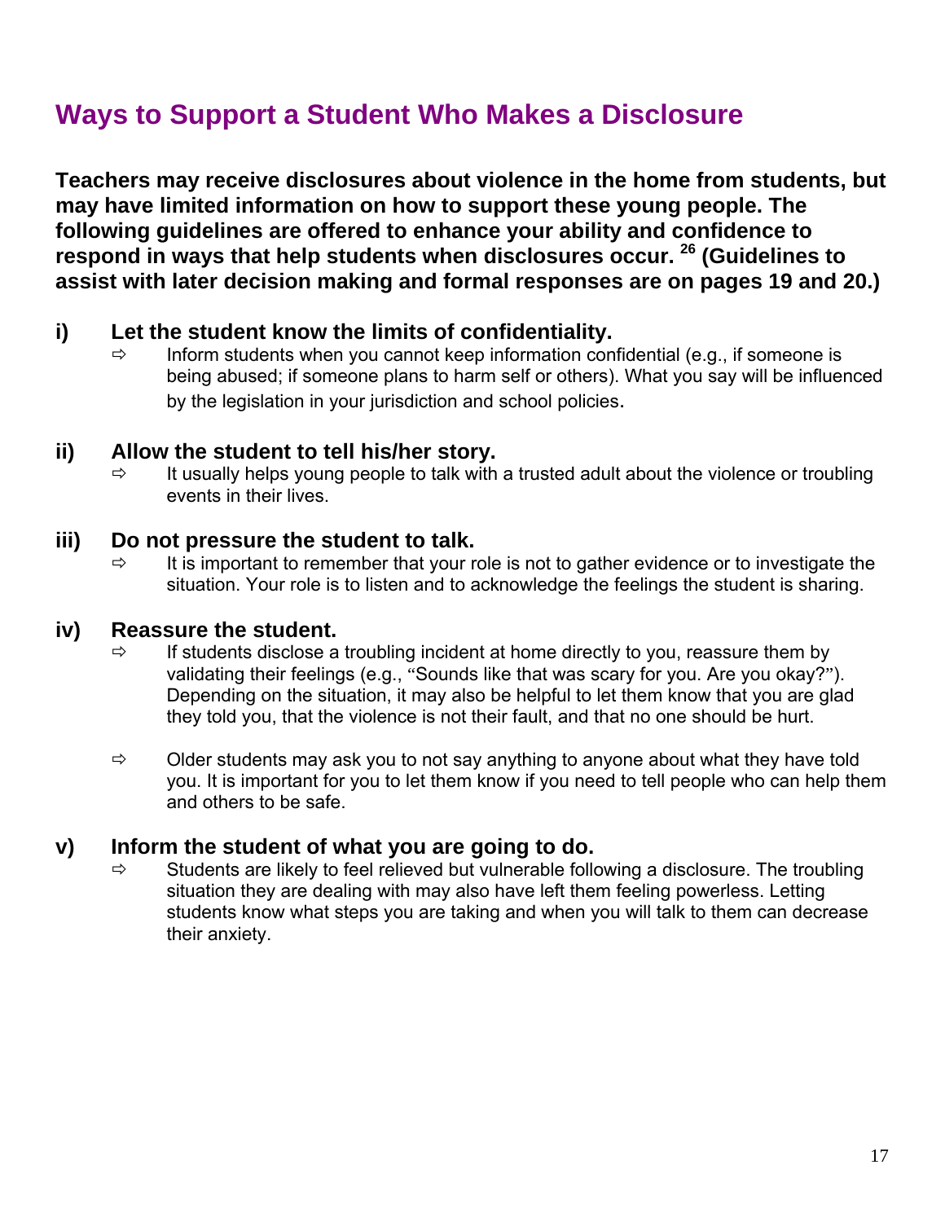# Ways to Support a Student Who Makes a Disclosure

**Teachers may receive disclosures about violence in the home from students, but may have limited information on how to support these young people. The following guidelines are offered to enhance your ability and confidence to respond in ways that help students when disclosures occur.[26] (Guidelines to assist with later decision making and formal responses are on pages 19 and 20.)**

### i) Let the student know the limits of confidentiality.

- ⇨ Inform students when you cannot keep information confidential (e.g., if someone is being abused; if someone plans to harm self or others). What you say will be influenced by the legislation in your jurisdiction and school policies.

### ii) Allow the student to tell his/her story.

- ⇨ It usually helps young people to talk with a trusted adult about the violence or troubling events in their lives.

### iii) Do not pressure the student to talk.

- ⇨ It is important to remember that your role is not to gather evidence or to investigate the situation. Your role is to listen and to acknowledge the feelings the student is sharing.

### iv) Reassure the student.

- ⇨ If students disclose a troubling incident at home directly to you, reassure them by validating their feelings (e.g., "Sounds like that was scary for you. Are you okay?"). Depending on the situation, it may also be helpful to let them know that you are glad they told you, that the violence is not their fault, and that no one should be hurt.

- ⇨ Older students may ask you to not say anything to anyone about what they have told you. It is important for you to let them know if you need to tell people who can help them and others to be safe.

### v) Inform the student of what you are going to do.

- ⇨ Students are likely to feel relieved but vulnerable following a disclosure. The troubling situation they are dealing with may also have left them feeling powerless. Letting students know what steps you are taking and when you will talk to them can decrease their anxiety.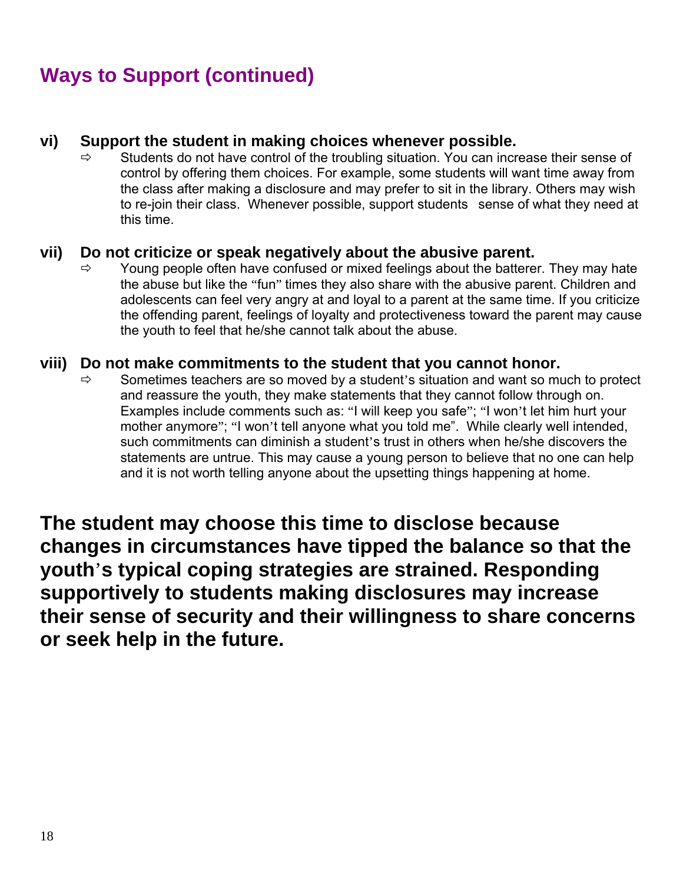## Ways to Support (continued)

**vi) Support the student in making choices whenever possible.**

- Students do not have control of the troubling situation. You can increase their sense of control by offering them choices. For example, some students will want time away from the class after making a disclosure and may prefer to sit in the library. Others may wish to re-join their class. Whenever possible, support students sense of what they need at this time.

**vii) Do not criticize or speak negatively about the abusive parent.**

- Young people often have confused or mixed feelings about the batterer. They may hate the abuse but like the "fun" times they also share with the abusive parent. Children and adolescents can feel very angry at and loyal to a parent at the same time. If you criticize the offending parent, feelings of loyalty and protectiveness toward the parent may cause the youth to feel that he/she cannot talk about the abuse.

**viii) Do not make commitments to the student that you cannot honor.**

- Sometimes teachers are so moved by a student's situation and want so much to protect and reassure the youth, they make statements that they cannot follow through on. Examples include comments such as: "I will keep you safe"; "I won't let him hurt your mother anymore"; "I won't tell anyone what you told me". While clearly well intended, such commitments can diminish a student's trust in others when he/she discovers the statements are untrue. This may cause a young person to believe that no one can help and it is not worth telling anyone about the upsetting things happening at home.

**The student may choose this time to disclose because changes in circumstances have tipped the balance so that the youth's typical coping strategies are strained. Responding supportively to students making disclosures may increase their sense of security and their willingness to share concerns or seek help in the future.**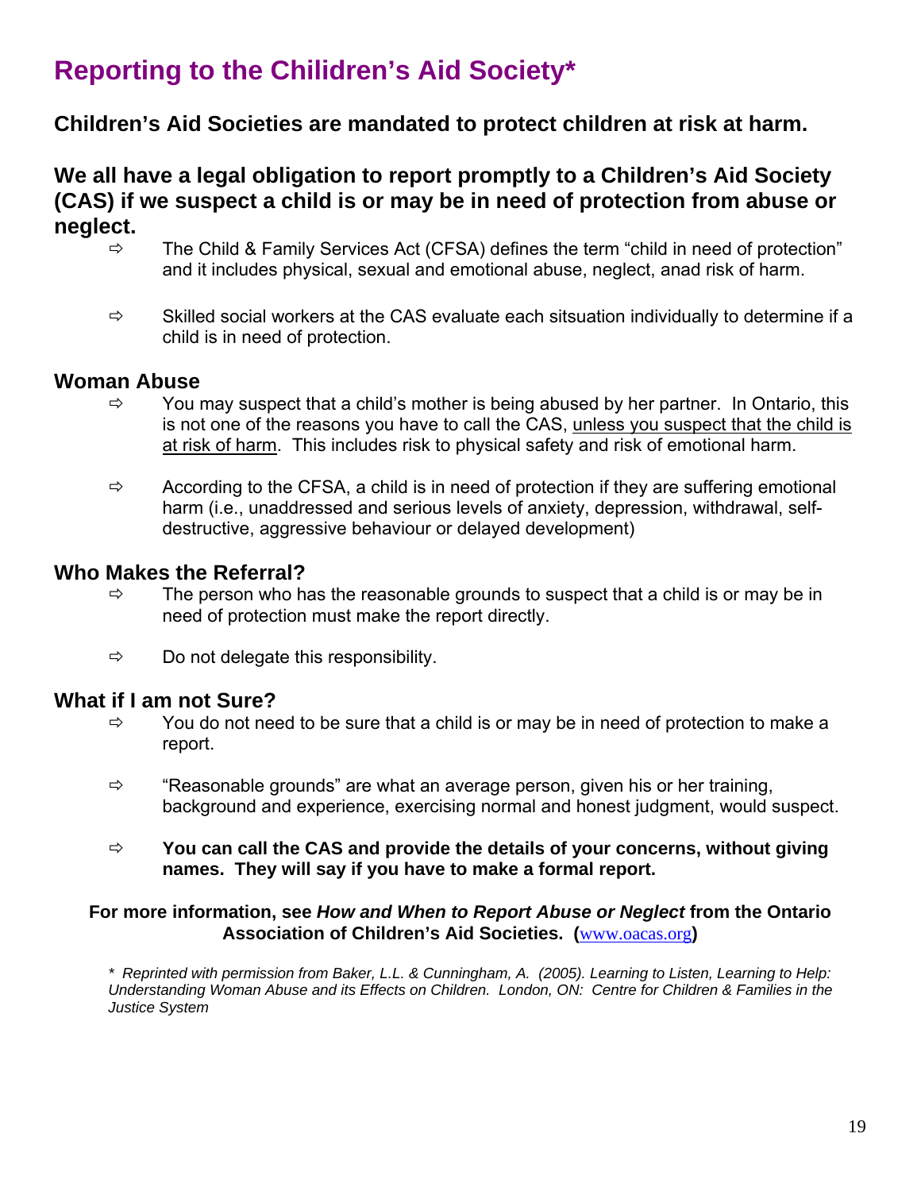# Reporting to the Chilidren's Aid Society*

**Children's Aid Societies are mandated to protect children at risk at harm.**

**We all have a legal obligation to report promptly to a Children's Aid Society (CAS) if we suspect a child is or may be in need of protection from abuse or neglect.**

- ⇨ The Child & Family Services Act (CFSA) defines the term "child in need of protection" and it includes physical, sexual and emotional abuse, neglect, anad risk of harm.
- ⇨ Skilled social workers at the CAS evaluate each sitsuation individually to determine if a child is in need of protection.

## Woman Abuse

- ⇨ You may suspect that a child's mother is being abused by her partner. In Ontario, this is not one of the reasons you have to call the CAS, <u>unless you suspect that the child is at risk of harm</u>. This includes risk to physical safety and risk of emotional harm.
- ⇨ According to the CFSA, a child is in need of protection if they are suffering emotional harm (i.e., unaddressed and serious levels of anxiety, depression, withdrawal, self-destructive, aggressive behaviour or delayed development)

## Who Makes the Referral?

- ⇨ The person who has the reasonable grounds to suspect that a child is or may be in need of protection must make the report directly.
- ⇨ Do not delegate this responsibility.

## What if I am not Sure?

- ⇨ You do not need to be sure that a child is or may be in need of protection to make a report.
- ⇨ "Reasonable grounds" are what an average person, given his or her training, background and experience, exercising normal and honest judgment, would suspect.
- ⇨ **You can call the CAS and provide the details of your concerns, without giving names. They will say if you have to make a formal report.**

**For more information, see *How and When to Report Abuse or Neglect* from the Ontario Association of Children's Aid Societies. (www.oacas.org)**

*\* Reprinted with permission from Baker, L.L. & Cunningham, A. (2005). Learning to Listen, Learning to Help: Understanding Woman Abuse and its Effects on Children. London, ON: Centre for Children & Families in the Justice System*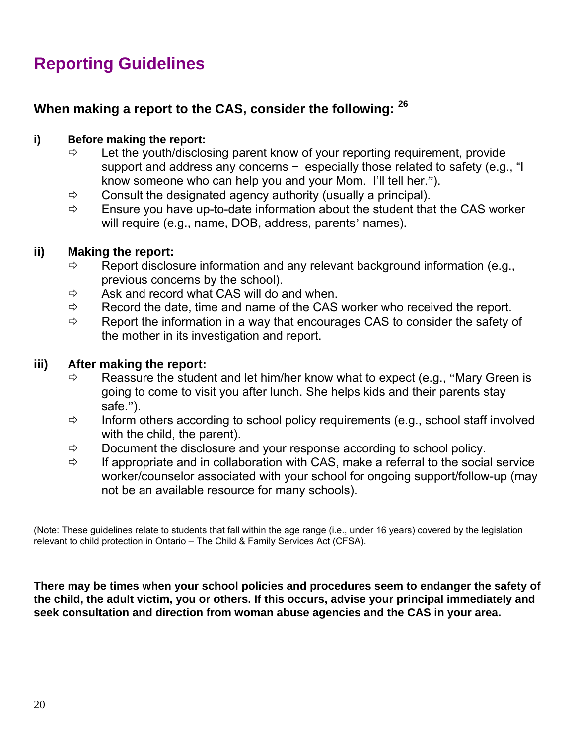## Reporting Guidelines

### When making a report to the CAS, consider the following: [26]

**i) Before making the report:**

- ⇨ Let the youth/disclosing parent know of your reporting requirement, provide support and address any concerns − especially those related to safety (e.g., "I know someone who can help you and your Mom. I'll tell her.").
- ⇨ Consult the designated agency authority (usually a principal).
- ⇨ Ensure you have up-to-date information about the student that the CAS worker will require (e.g., name, DOB, address, parents' names).

**ii) Making the report:**

- ⇨ Report disclosure information and any relevant background information (e.g., previous concerns by the school).
- ⇨ Ask and record what CAS will do and when.
- ⇨ Record the date, time and name of the CAS worker who received the report.
- ⇨ Report the information in a way that encourages CAS to consider the safety of the mother in its investigation and report.

**iii) After making the report:**

- ⇨ Reassure the student and let him/her know what to expect (e.g., "Mary Green is going to come to visit you after lunch. She helps kids and their parents stay safe.").
- ⇨ Inform others according to school policy requirements (e.g., school staff involved with the child, the parent).
- ⇨ Document the disclosure and your response according to school policy.
- ⇨ If appropriate and in collaboration with CAS, make a referral to the social service worker/counselor associated with your school for ongoing support/follow-up (may not be an available resource for many schools).

(Note: These guidelines relate to students that fall within the age range (i.e., under 16 years) covered by the legislation relevant to child protection in Ontario – The Child & Family Services Act (CFSA).

**There may be times when your school policies and procedures seem to endanger the safety of the child, the adult victim, you or others. If this occurs, advise your principal immediately and seek consultation and direction from woman abuse agencies and the CAS in your area.**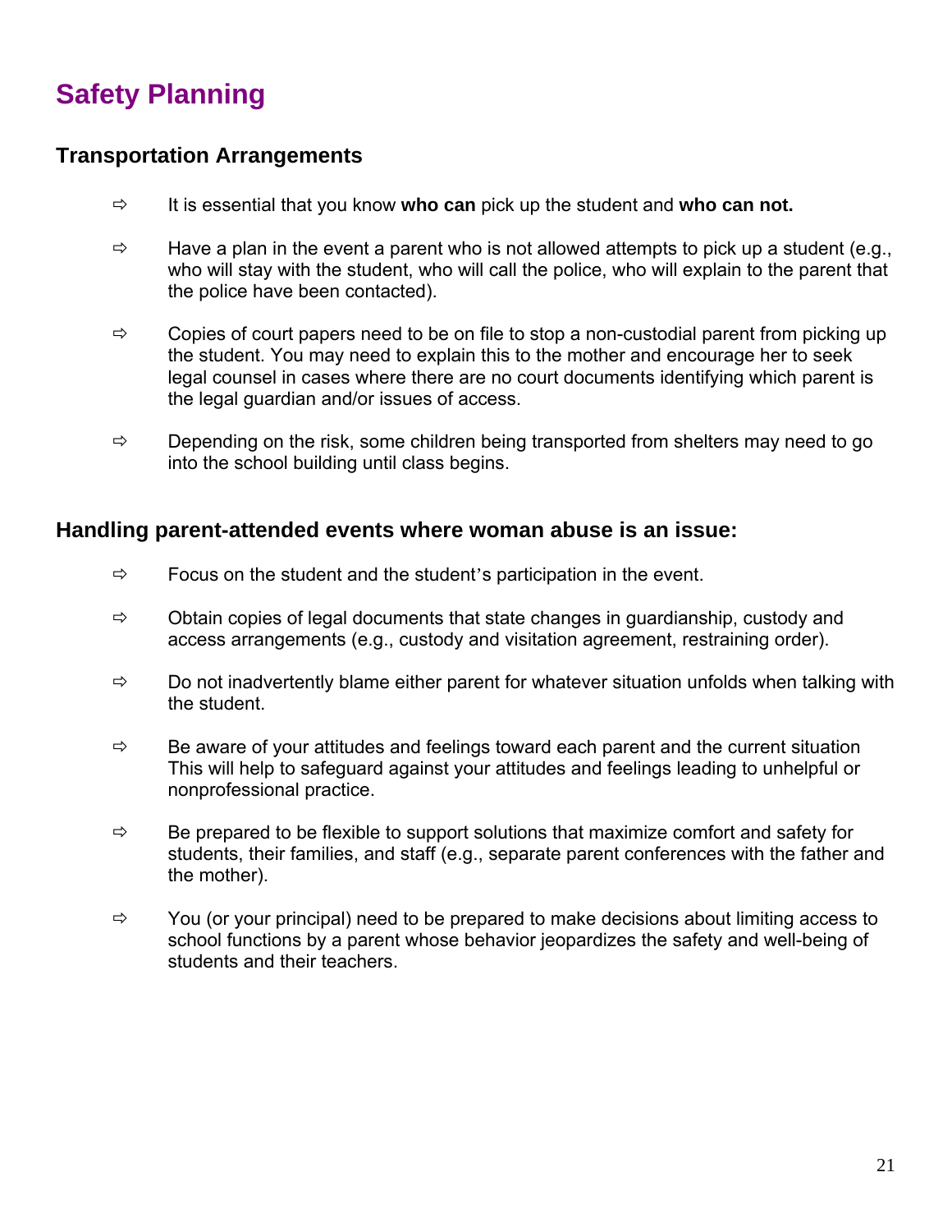# Safety Planning

## Transportation Arrangements

- It is essential that you know **who can** pick up the student and **who can not.**
- Have a plan in the event a parent who is not allowed attempts to pick up a student (e.g., who will stay with the student, who will call the police, who will explain to the parent that the police have been contacted).
- Copies of court papers need to be on file to stop a non-custodial parent from picking up the student. You may need to explain this to the mother and encourage her to seek legal counsel in cases where there are no court documents identifying which parent is the legal guardian and/or issues of access.
- Depending on the risk, some children being transported from shelters may need to go into the school building until class begins.

## Handling parent-attended events where woman abuse is an issue:

- Focus on the student and the student's participation in the event.
- Obtain copies of legal documents that state changes in guardianship, custody and access arrangements (e.g., custody and visitation agreement, restraining order).
- Do not inadvertently blame either parent for whatever situation unfolds when talking with the student.
- Be aware of your attitudes and feelings toward each parent and the current situation This will help to safeguard against your attitudes and feelings leading to unhelpful or nonprofessional practice.
- Be prepared to be flexible to support solutions that maximize comfort and safety for students, their families, and staff (e.g., separate parent conferences with the father and the mother).
- You (or your principal) need to be prepared to make decisions about limiting access to school functions by a parent whose behavior jeopardizes the safety and well-being of students and their teachers.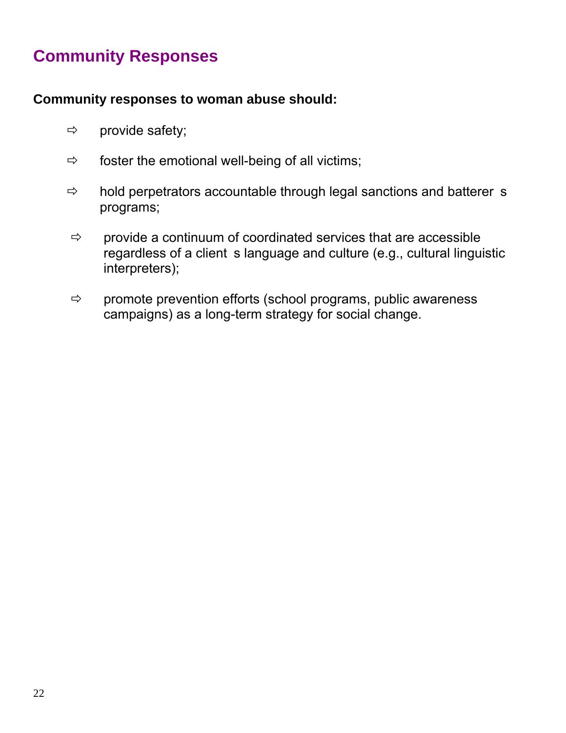## Community Responses

**Community responses to woman abuse should:**

- provide safety;
- foster the emotional well-being of all victims;
- hold perpetrators accountable through legal sanctions and batterer s programs;
- provide a continuum of coordinated services that are accessible regardless of a client s language and culture (e.g., cultural linguistic interpreters);
- promote prevention efforts (school programs, public awareness campaigns) as a long-term strategy for social change.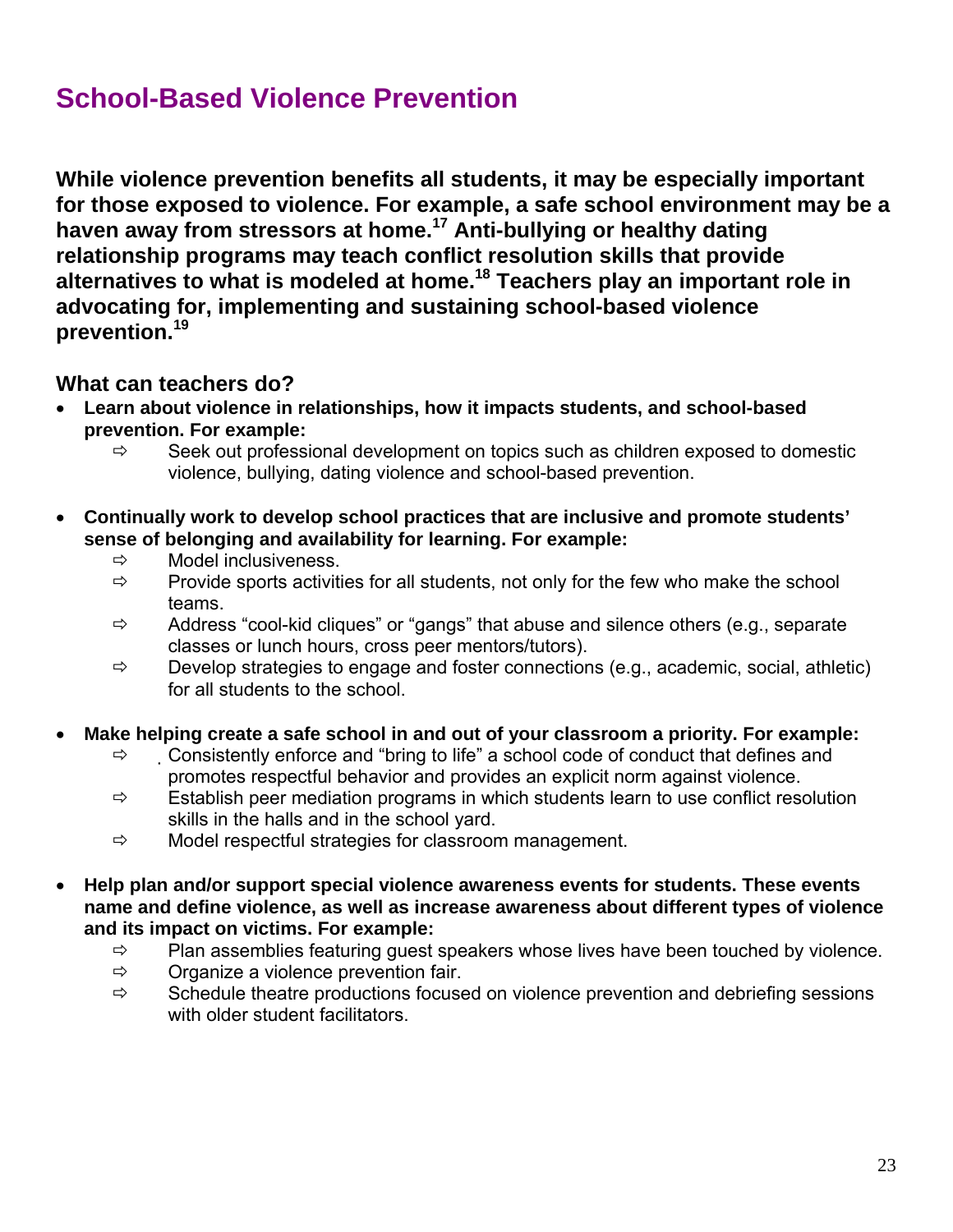# School-Based Violence Prevention

**While violence prevention benefits all students, it may be especially important for those exposed to violence. For example, a safe school environment may be a haven away from stressors at home.[17] Anti-bullying or healthy dating relationship programs may teach conflict resolution skills that provide alternatives to what is modeled at home.[18] Teachers play an important role in advocating for, implementing and sustaining school-based violence prevention.[19]**

## What can teachers do?

- **Learn about violence in relationships, how it impacts students, and school-based prevention. For example:**
  - ⇨ Seek out professional development on topics such as children exposed to domestic violence, bullying, dating violence and school-based prevention.

- **Continually work to develop school practices that are inclusive and promote students' sense of belonging and availability for learning. For example:**
  - ⇨ Model inclusiveness.
  - ⇨ Provide sports activities for all students, not only for the few who make the school teams.
  - ⇨ Address "cool-kid cliques" or "gangs" that abuse and silence others (e.g., separate classes or lunch hours, cross peer mentors/tutors).
  - ⇨ Develop strategies to engage and foster connections (e.g., academic, social, athletic) for all students to the school.

- **Make helping create a safe school in and out of your classroom a priority. For example:**
  - ⇨ Consistently enforce and "bring to life" a school code of conduct that defines and promotes respectful behavior and provides an explicit norm against violence.
  - ⇨ Establish peer mediation programs in which students learn to use conflict resolution skills in the halls and in the school yard.
  - ⇨ Model respectful strategies for classroom management.

- **Help plan and/or support special violence awareness events for students. These events name and define violence, as well as increase awareness about different types of violence and its impact on victims. For example:**
  - ⇨ Plan assemblies featuring guest speakers whose lives have been touched by violence.
  - ⇨ Organize a violence prevention fair.
  - ⇨ Schedule theatre productions focused on violence prevention and debriefing sessions with older student facilitators.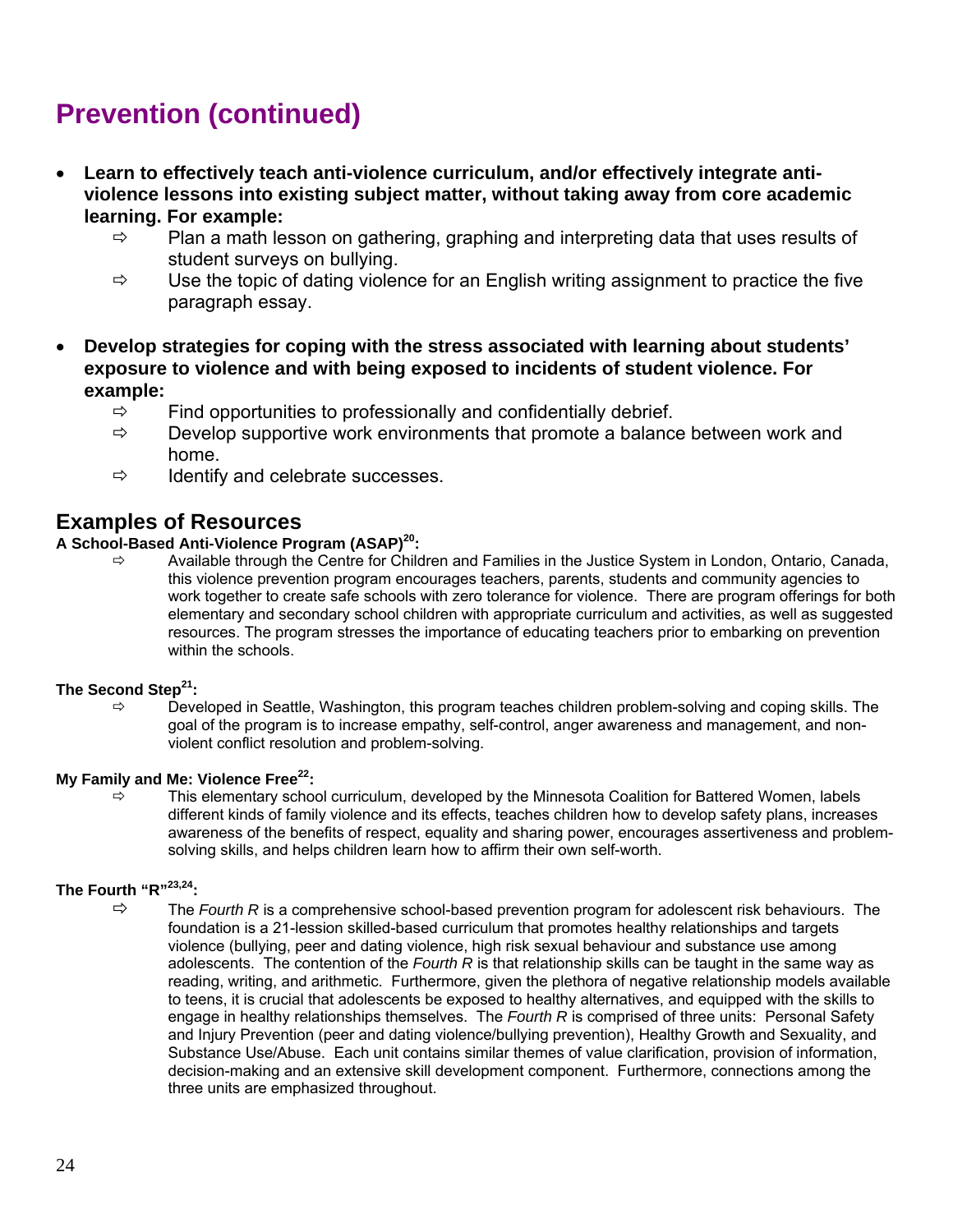# Prevention (continued)

- **Learn to effectively teach anti-violence curriculum, and/or effectively integrate anti-violence lessons into existing subject matter, without taking away from core academic learning. For example:**
  - ⇨ Plan a math lesson on gathering, graphing and interpreting data that uses results of student surveys on bullying.
  - ⇨ Use the topic of dating violence for an English writing assignment to practice the five paragraph essay.

- **Develop strategies for coping with the stress associated with learning about students' exposure to violence and with being exposed to incidents of student violence. For example:**
  - ⇨ Find opportunities to professionally and confidentially debrief.
  - ⇨ Develop supportive work environments that promote a balance between work and home.
  - ⇨ Identify and celebrate successes.

## Examples of Resources

**A School-Based Anti-Violence Program (ASAP)[20]:**

⇨ Available through the Centre for Children and Families in the Justice System in London, Ontario, Canada, this violence prevention program encourages teachers, parents, students and community agencies to work together to create safe schools with zero tolerance for violence. There are program offerings for both elementary and secondary school children with appropriate curriculum and activities, as well as suggested resources. The program stresses the importance of educating teachers prior to embarking on prevention within the schools.

**The Second Step[21]:**

⇨ Developed in Seattle, Washington, this program teaches children problem-solving and coping skills. The goal of the program is to increase empathy, self-control, anger awareness and management, and non-violent conflict resolution and problem-solving.

**My Family and Me: Violence Free[22]:**

⇨ This elementary school curriculum, developed by the Minnesota Coalition for Battered Women, labels different kinds of family violence and its effects, teaches children how to develop safety plans, increases awareness of the benefits of respect, equality and sharing power, encourages assertiveness and problem-solving skills, and helps children learn how to affirm their own self-worth.

**The Fourth "R"[23,24]:**

⇨ The *Fourth R* is a comprehensive school-based prevention program for adolescent risk behaviours. The foundation is a 21-lession skilled-based curriculum that promotes healthy relationships and targets violence (bullying, peer and dating violence, high risk sexual behaviour and substance use among adolescents. The contention of the *Fourth R* is that relationship skills can be taught in the same way as reading, writing, and arithmetic. Furthermore, given the plethora of negative relationship models available to teens, it is crucial that adolescents be exposed to healthy alternatives, and equipped with the skills to engage in healthy relationships themselves. The *Fourth R* is comprised of three units: Personal Safety and Injury Prevention (peer and dating violence/bullying prevention), Healthy Growth and Sexuality, and Substance Use/Abuse. Each unit contains similar themes of value clarification, provision of information, decision-making and an extensive skill development component. Furthermore, connections among the three units are emphasized throughout.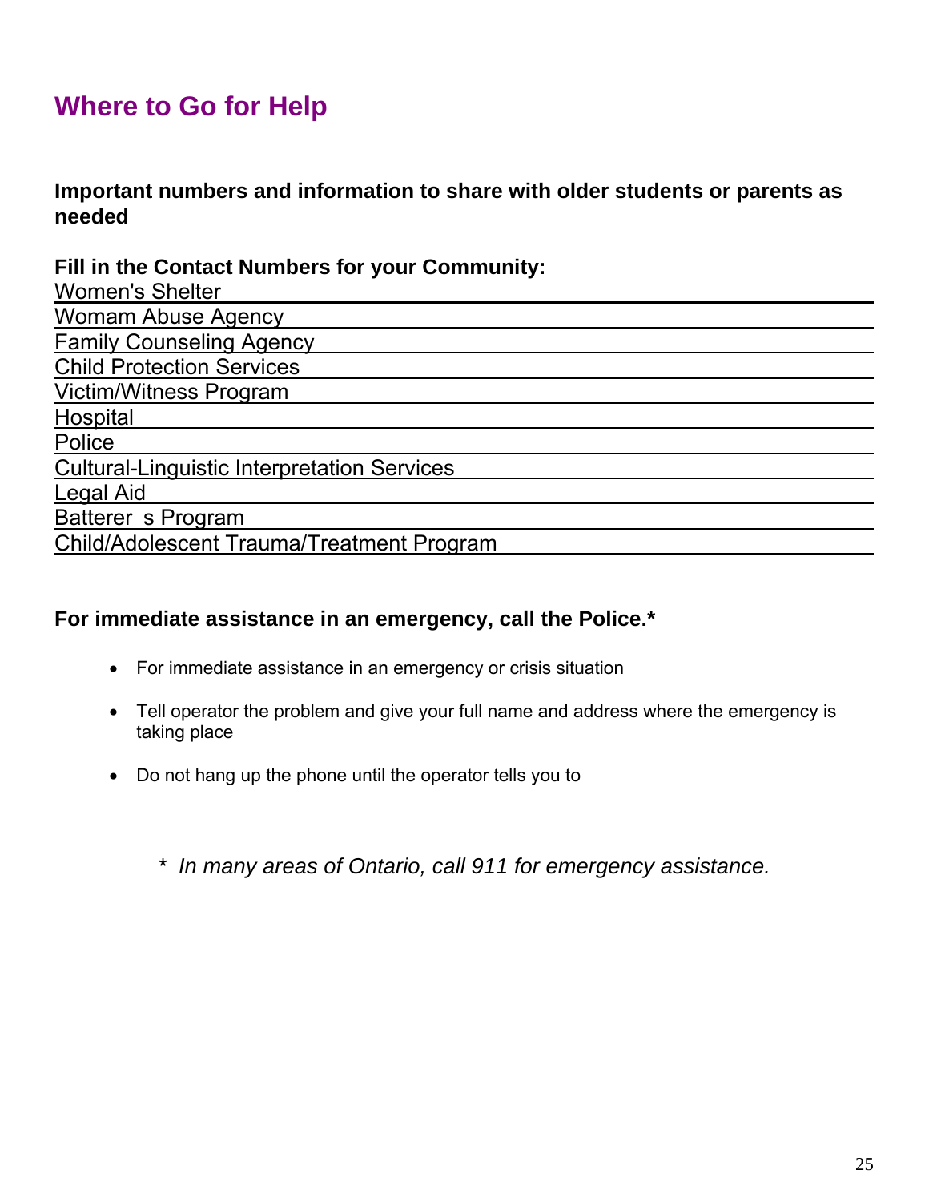# Where to Go for Help

**Important numbers and information to share with older students or parents as needed**

**Fill in the Contact Numbers for your Community:**

Women's Shelter ______________________________

Womam Abuse Agency ______________________________

Family Counseling Agency ______________________________

Child Protection Services ______________________________

Victim/Witness Program ______________________________

Hospital ______________________________

Police ______________________________

Cultural-Linguistic Interpretation Services ______________________________

Legal Aid ______________________________

Batterer s Program ______________________________

Child/Adolescent Trauma/Treatment Program ______________________________

**For immediate assistance in an emergency, call the Police.***

- For immediate assistance in an emergency or crisis situation
- Tell operator the problem and give your full name and address where the emergency is taking place
- Do not hang up the phone until the operator tells you to

*\* In many areas of Ontario, call 911 for emergency assistance.*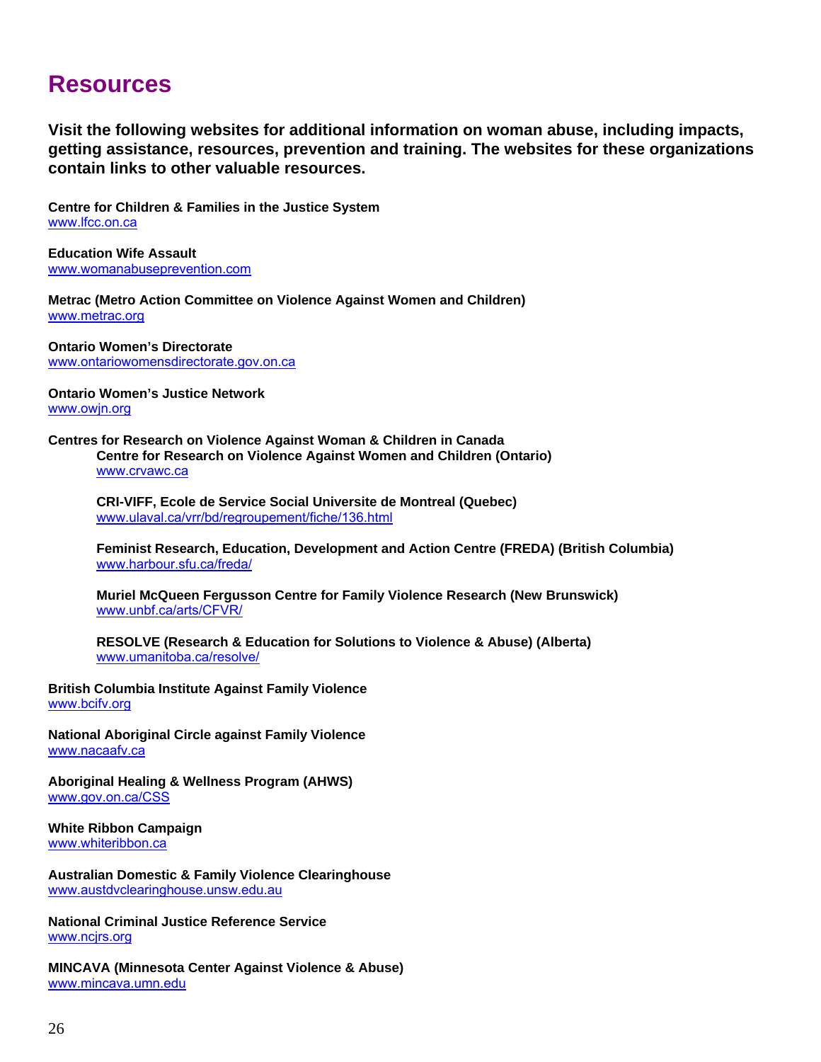# Resources

**Visit the following websites for additional information on woman abuse, including impacts, getting assistance, resources, prevention and training. The websites for these organizations contain links to other valuable resources.**

**Centre for Children & Families in the Justice System**
www.lfcc.on.ca

**Education Wife Assault**
www.womanabuseprevention.com

**Metrac (Metro Action Committee on Violence Against Women and Children)**
www.metrac.org

**Ontario Women's Directorate**
www.ontariowomensdirectorate.gov.on.ca

**Ontario Women's Justice Network**
www.owjn.org

**Centres for Research on Violence Against Woman & Children in Canada**

> **Centre for Research on Violence Against Women and Children (Ontario)**
> www.crvawc.ca
>
> **CRI-VIFF, Ecole de Service Social Universite de Montreal (Quebec)**
> www.ulaval.ca/vrr/bd/regroupement/fiche/136.html
>
> **Feminist Research, Education, Development and Action Centre (FREDA) (British Columbia)**
> www.harbour.sfu.ca/freda/
>
> **Muriel McQueen Fergusson Centre for Family Violence Research (New Brunswick)**
> www.unbf.ca/arts/CFVR/
>
> **RESOLVE (Research & Education for Solutions to Violence & Abuse) (Alberta)**
> www.umanitoba.ca/resolve/

**British Columbia Institute Against Family Violence**
www.bcifv.org

**National Aboriginal Circle against Family Violence**
www.nacaafv.ca

**Aboriginal Healing & Wellness Program (AHWS)**
www.gov.on.ca/CSS

**White Ribbon Campaign**
www.whiteribbon.ca

**Australian Domestic & Family Violence Clearinghouse**
www.austdvclearinghouse.unsw.edu.au

**National Criminal Justice Reference Service**
www.ncjrs.org

**MINCAVA (Minnesota Center Against Violence & Abuse)**
www.mincava.umn.edu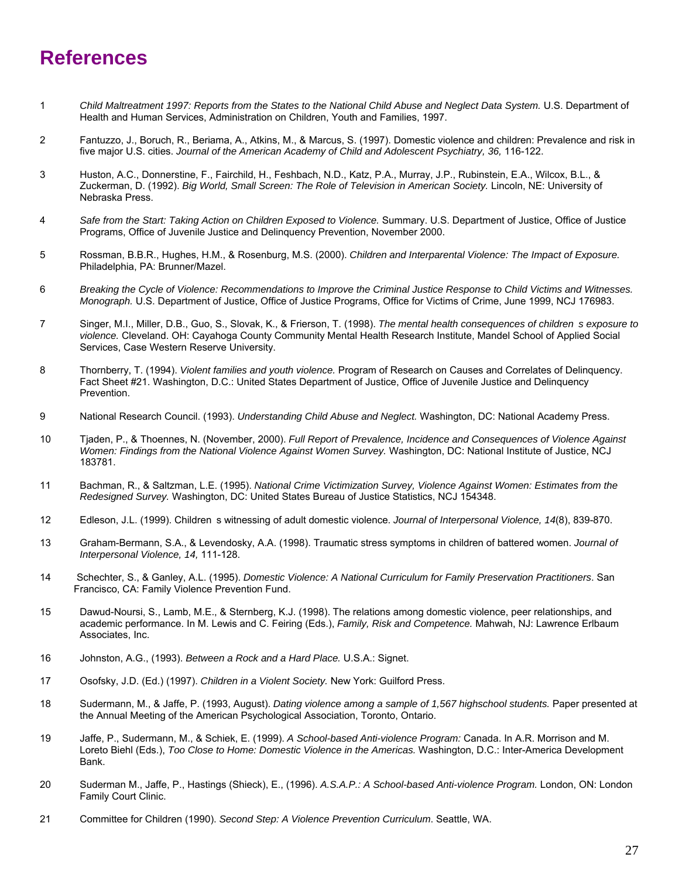# References

1. *Child Maltreatment 1997: Reports from the States to the National Child Abuse and Neglect Data System.* U.S. Department of Health and Human Services, Administration on Children, Youth and Families, 1997.

2. Fantuzzo, J., Boruch, R., Beriama, A., Atkins, M., & Marcus, S. (1997). Domestic violence and children: Prevalence and risk in five major U.S. cities. *Journal of the American Academy of Child and Adolescent Psychiatry, 36,* 116-122.

3. Huston, A.C., Donnerstine, F., Fairchild, H., Feshbach, N.D., Katz, P.A., Murray, J.P., Rubinstein, E.A., Wilcox, B.L., & Zuckerman, D. (1992). *Big World, Small Screen: The Role of Television in American Society.* Lincoln, NE: University of Nebraska Press.

4. *Safe from the Start: Taking Action on Children Exposed to Violence.* Summary. U.S. Department of Justice, Office of Justice Programs, Office of Juvenile Justice and Delinquency Prevention, November 2000.

5. Rossman, B.B.R., Hughes, H.M., & Rosenburg, M.S. (2000). *Children and Interparental Violence: The Impact of Exposure.* Philadelphia, PA: Brunner/Mazel.

6. *Breaking the Cycle of Violence: Recommendations to Improve the Criminal Justice Response to Child Victims and Witnesses. Monograph.* U.S. Department of Justice, Office of Justice Programs, Office for Victims of Crime, June 1999, NCJ 176983.

7. Singer, M.I., Miller, D.B., Guo, S., Slovak, K., & Frierson, T. (1998). *The mental health consequences of children s exposure to violence.* Cleveland. OH: Cayahoga County Community Mental Health Research Institute, Mandel School of Applied Social Services, Case Western Reserve University.

8. Thornberry, T. (1994). *Violent families and youth violence.* Program of Research on Causes and Correlates of Delinquency. Fact Sheet #21. Washington, D.C.: United States Department of Justice, Office of Juvenile Justice and Delinquency Prevention.

9. National Research Council. (1993). *Understanding Child Abuse and Neglect.* Washington, DC: National Academy Press.

10. Tjaden, P., & Thoennes, N. (November, 2000). *Full Report of Prevalence, Incidence and Consequences of Violence Against Women: Findings from the National Violence Against Women Survey.* Washington, DC: National Institute of Justice, NCJ 183781.

11. Bachman, R., & Saltzman, L.E. (1995). *National Crime Victimization Survey, Violence Against Women: Estimates from the Redesigned Survey.* Washington, DC: United States Bureau of Justice Statistics, NCJ 154348.

12. Edleson, J.L. (1999). Children s witnessing of adult domestic violence. *Journal of Interpersonal Violence, 14*(8), 839-870.

13. Graham-Bermann, S.A., & Levendosky, A.A. (1998). Traumatic stress symptoms in children of battered women. *Journal of Interpersonal Violence, 14,* 111-128.

14. Schechter, S., & Ganley, A.L. (1995). *Domestic Violence: A National Curriculum for Family Preservation Practitioners*. San Francisco, CA: Family Violence Prevention Fund.

15. Dawud-Noursi, S., Lamb, M.E., & Sternberg, K.J. (1998). The relations among domestic violence, peer relationships, and academic performance. In M. Lewis and C. Feiring (Eds.), *Family, Risk and Competence.* Mahwah, NJ: Lawrence Erlbaum Associates, Inc.

16. Johnston, A.G., (1993). *Between a Rock and a Hard Place.* U.S.A.: Signet.

17. Osofsky, J.D. (Ed.) (1997). *Children in a Violent Society.* New York: Guilford Press.

18. Sudermann, M., & Jaffe, P. (1993, August). *Dating violence among a sample of 1,567 highschool students.* Paper presented at the Annual Meeting of the American Psychological Association, Toronto, Ontario.

19. Jaffe, P., Sudermann, M., & Schiek, E. (1999). *A School-based Anti-violence Program:* Canada. In A.R. Morrison and M. Loreto Biehl (Eds.), *Too Close to Home: Domestic Violence in the Americas.* Washington, D.C.: Inter-America Development Bank.

20. Suderman M., Jaffe, P., Hastings (Shieck), E., (1996). *A.S.A.P.: A School-based Anti-violence Program.* London, ON: London Family Court Clinic.

21. Committee for Children (1990). *Second Step: A Violence Prevention Curriculum*. Seattle, WA.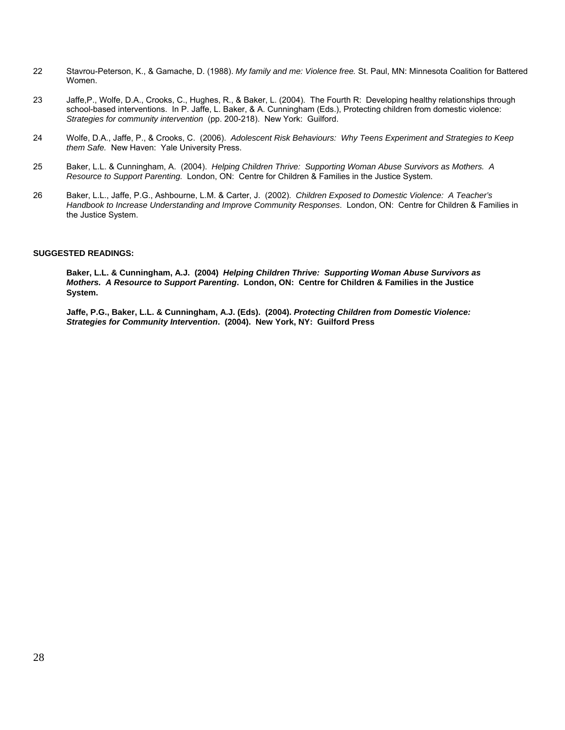22 Stavrou-Peterson, K., & Gamache, D. (1988). *My family and me: Violence free.* St. Paul, MN: Minnesota Coalition for Battered Women.

23 Jaffe,P., Wolfe, D.A., Crooks, C., Hughes, R., & Baker, L. (2004). The Fourth R: Developing healthy relationships through school-based interventions. In P. Jaffe, L. Baker, & A. Cunningham (Eds.), Protecting children from domestic violence: *Strategies for community intervention* (pp. 200-218). New York: Guilford.

24 Wolfe, D.A., Jaffe, P., & Crooks, C. (2006). *Adolescent Risk Behaviours: Why Teens Experiment and Strategies to Keep them Safe.* New Haven: Yale University Press.

25 Baker, L.L. & Cunningham, A. (2004). *Helping Children Thrive: Supporting Woman Abuse Survivors as Mothers. A Resource to Support Parenting.* London, ON: Centre for Children & Families in the Justice System.

26 Baker, L.L., Jaffe, P.G., Ashbourne, L.M. & Carter, J. (2002). *Children Exposed to Domestic Violence: A Teacher's Handbook to Increase Understanding and Improve Community Responses*. London, ON: Centre for Children & Families in the Justice System.

**SUGGESTED READINGS:**

**Baker, L.L. & Cunningham, A.J. (2004) *Helping Children Thrive: Supporting Woman Abuse Survivors as Mothers. A Resource to Support Parenting*. London, ON: Centre for Children & Families in the Justice System.**

**Jaffe, P.G., Baker, L.L. & Cunningham, A.J. (Eds). (2004). *Protecting Children from Domestic Violence: Strategies for Community Intervention*. (2004). New York, NY: Guilford Press**